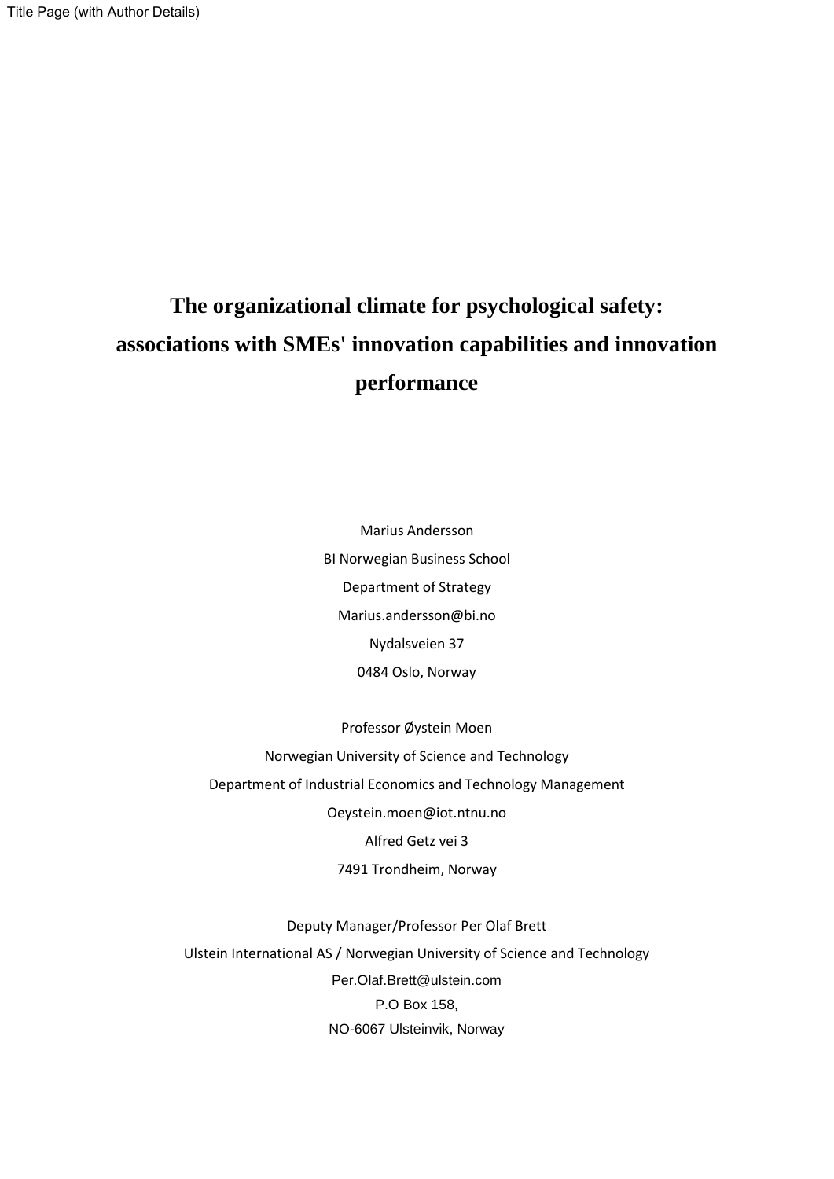Title Page (with Author Details)

# The organizational climate for psychological safety: associations with SMEs' innovation capabilities and innovation performance

Marius Andersson

BI Norwegian Business School

Department of Strategy

Marius.andersson@bi.no

Nydalsveien 37

0484 Oslo, Norway

Professor Øystein Moen

Norwegian University of Science and Technology

Department of Industrial Economics and Technology Management

Oeystein.moen@iot.ntnu.no

Alfred Getz vei 3

7491 Trondheim, Norway

Deputy Manager/Professor Per Olaf Brett

Ulstein International AS / Norwegian University of Science and Technology

Per.Olaf.Brett@ulstein.com

P.O Box 158,

NO-6067 Ulsteinvik, Norway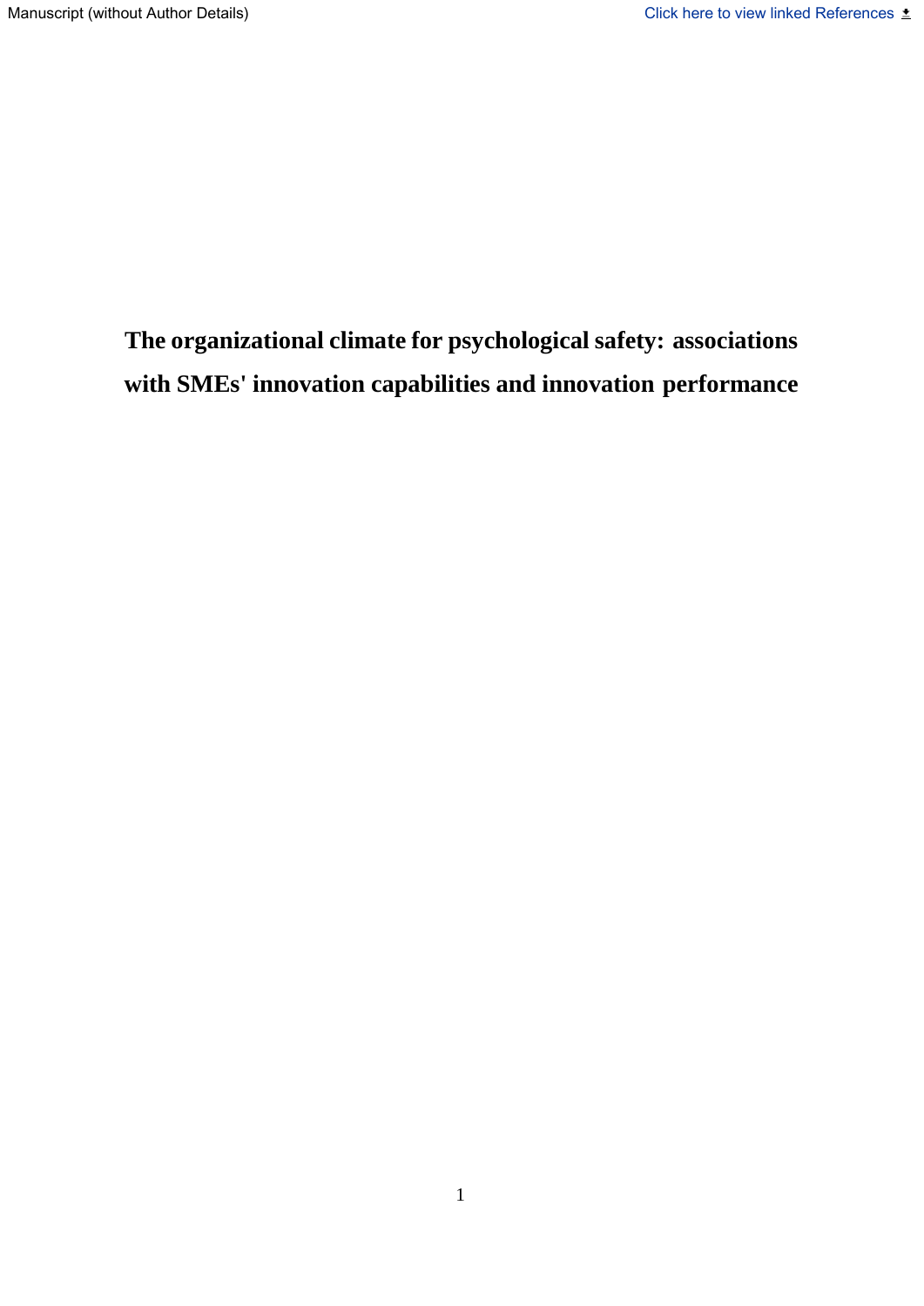# The organizational climate for psychological safety: associations with SMEs' innovation capabilities and innovation performance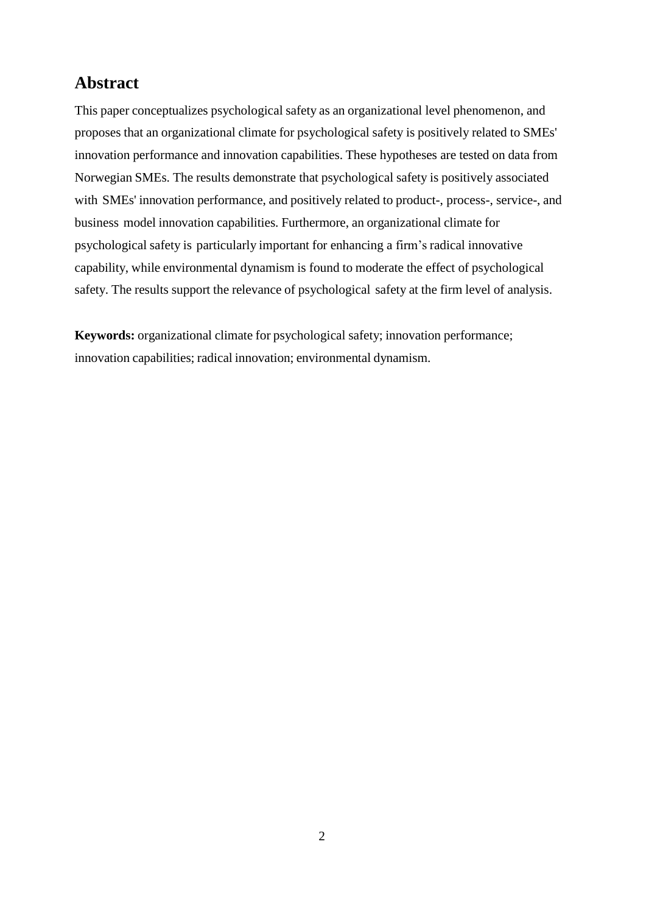## Abstract

This paper conceptualizes psychological safety as an organizational level phenomenon, and proposes that an organizational climate for psychological safety is positively related to SMEs' innovation performance and innovation capabilities. These hypotheses are tested on data from Norwegian SMEs. The results demonstrate that psychological safety is positively associated with SMEs' innovation performance, and positively related to product-, process-, service-, and business model innovation capabilities. Furthermore, an organizational climate for psychological safety is particularly important for enhancing a firm's radical innovative capability, while environmental dynamism is found to moderate the effect of psychological safety. The results support the relevance of psychological safety at the firm level of analysis.

**Keywords:** organizational climate for psychological safety; innovation performance; innovation capabilities; radical innovation; environmental dynamism.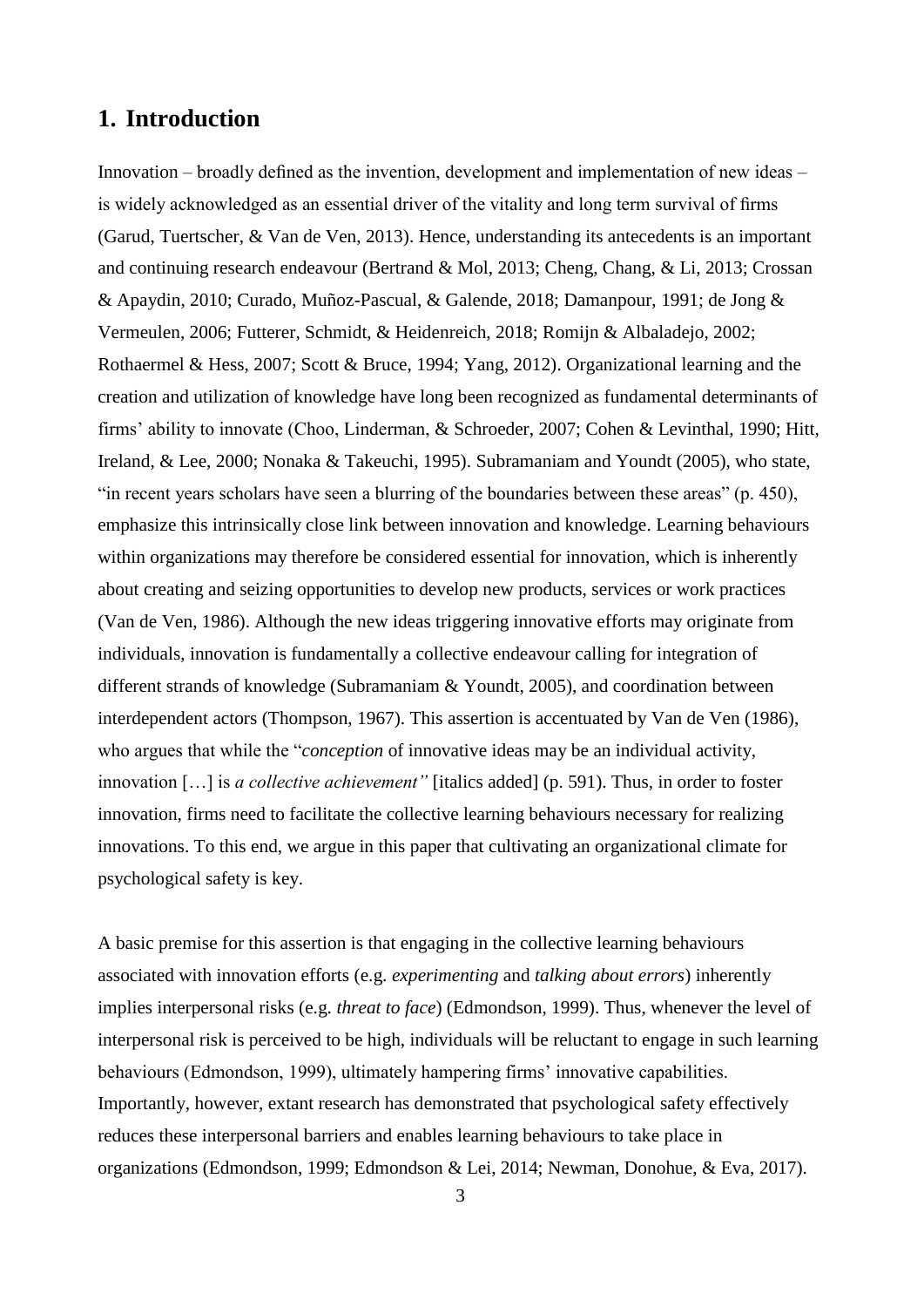## 1. Introduction

Innovation – broadly defined as the invention, development and implementation of new ideas – is widely acknowledged as an essential driver of the vitality and long term survival of firms (Garud, Tuertscher, & Van de Ven, 2013). Hence, understanding its antecedents is an important and continuing research endeavour (Bertrand & Mol, 2013; Cheng, Chang, & Li, 2013; Crossan & Apaydin, 2010; Curado, Muñoz-Pascual, & Galende, 2018; Damanpour, 1991; de Jong & Vermeulen, 2006; Futterer, Schmidt, & Heidenreich, 2018; Romijn & Albaladejo, 2002; Rothaermel & Hess, 2007; Scott & Bruce, 1994; Yang, 2012). Organizational learning and the creation and utilization of knowledge have long been recognized as fundamental determinants of firms' ability to innovate (Choo, Linderman, & Schroeder, 2007; Cohen & Levinthal, 1990; Hitt, Ireland, & Lee, 2000; Nonaka & Takeuchi, 1995). Subramaniam and Youndt (2005), who state, "in recent years scholars have seen a blurring of the boundaries between these areas" (p. 450), emphasize this intrinsically close link between innovation and knowledge. Learning behaviours within organizations may therefore be considered essential for innovation, which is inherently about creating and seizing opportunities to develop new products, services or work practices (Van de Ven, 1986). Although the new ideas triggering innovative efforts may originate from individuals, innovation is fundamentally a collective endeavour calling for integration of different strands of knowledge (Subramaniam & Youndt, 2005), and coordination between interdependent actors (Thompson, 1967). This assertion is accentuated by Van de Ven (1986), who argues that while the "*conception* of innovative ideas may be an individual activity, innovation […] is *a collective achievement"* [italics added] (p. 591). Thus, in order to foster innovation, firms need to facilitate the collective learning behaviours necessary for realizing innovations. To this end, we argue in this paper that cultivating an organizational climate for psychological safety is key.

A basic premise for this assertion is that engaging in the collective learning behaviours associated with innovation efforts (e.g. *experimenting* and *talking about errors*) inherently implies interpersonal risks (e.g. *threat to face*) (Edmondson, 1999). Thus, whenever the level of interpersonal risk is perceived to be high, individuals will be reluctant to engage in such learning behaviours (Edmondson, 1999), ultimately hampering firms' innovative capabilities. Importantly, however, extant research has demonstrated that psychological safety effectively reduces these interpersonal barriers and enables learning behaviours to take place in organizations (Edmondson, 1999; Edmondson & Lei, 2014; Newman, Donohue, & Eva, 2017).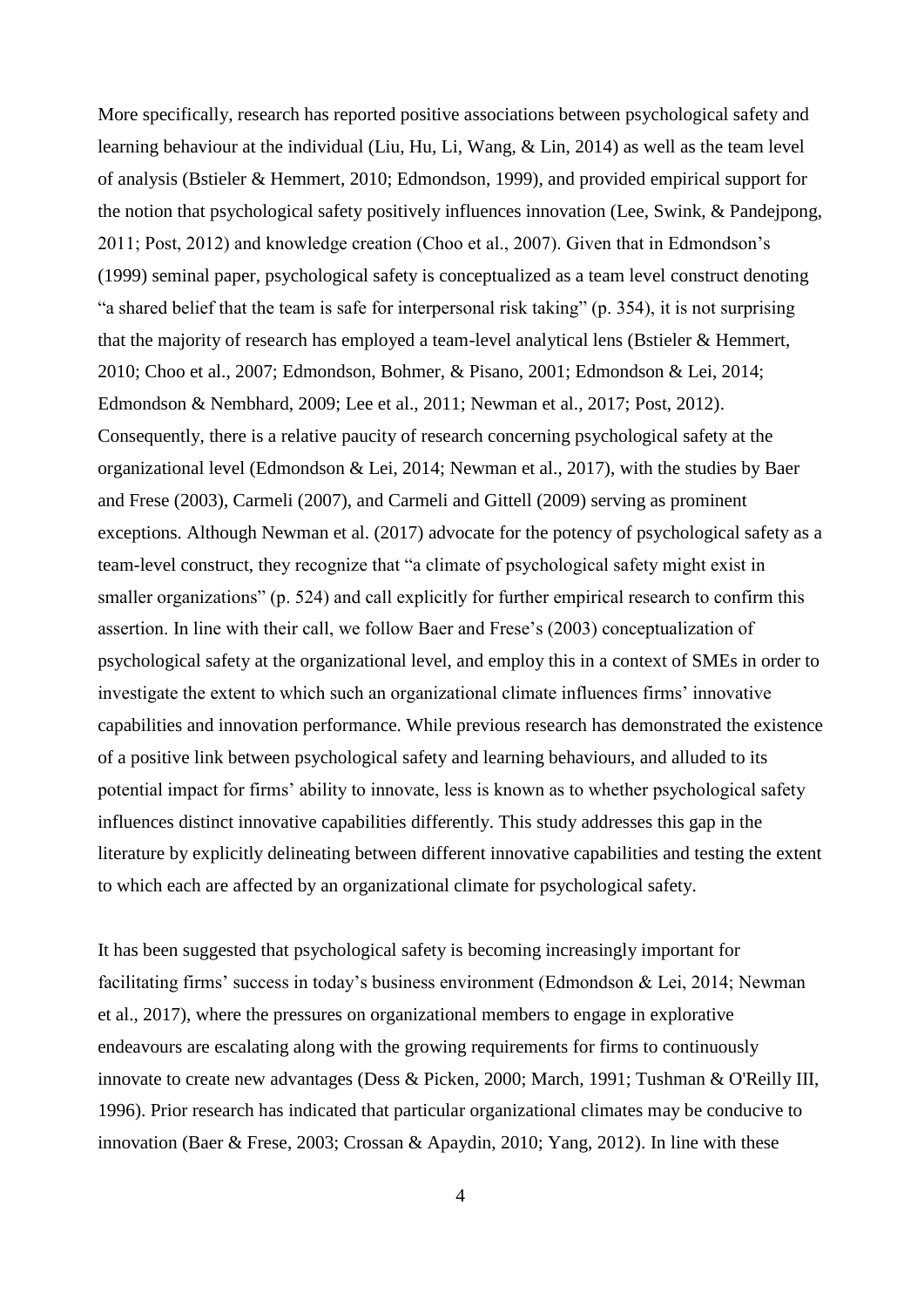More specifically, research has reported positive associations between psychological safety and learning behaviour at the individual (Liu, Hu, Li, Wang, & Lin, 2014) as well as the team level of analysis (Bstieler & Hemmert, 2010; Edmondson, 1999), and provided empirical support for the notion that psychological safety positively influences innovation (Lee, Swink, & Pandejpong, 2011; Post, 2012) and knowledge creation (Choo et al., 2007). Given that in Edmondson's (1999) seminal paper, psychological safety is conceptualized as a team level construct denoting "a shared belief that the team is safe for interpersonal risk taking" (p. 354), it is not surprising that the majority of research has employed a team-level analytical lens (Bstieler & Hemmert, 2010; Choo et al., 2007; Edmondson, Bohmer, & Pisano, 2001; Edmondson & Lei, 2014; Edmondson & Nembhard, 2009; Lee et al., 2011; Newman et al., 2017; Post, 2012). Consequently, there is a relative paucity of research concerning psychological safety at the organizational level (Edmondson & Lei, 2014; Newman et al., 2017), with the studies by Baer and Frese (2003), Carmeli (2007), and Carmeli and Gittell (2009) serving as prominent exceptions. Although Newman et al. (2017) advocate for the potency of psychological safety as a team-level construct, they recognize that "a climate of psychological safety might exist in smaller organizations" (p. 524) and call explicitly for further empirical research to confirm this assertion. In line with their call, we follow Baer and Frese's (2003) conceptualization of psychological safety at the organizational level, and employ this in a context of SMEs in order to investigate the extent to which such an organizational climate influences firms' innovative capabilities and innovation performance. While previous research has demonstrated the existence of a positive link between psychological safety and learning behaviours, and alluded to its potential impact for firms' ability to innovate, less is known as to whether psychological safety influences distinct innovative capabilities differently. This study addresses this gap in the literature by explicitly delineating between different innovative capabilities and testing the extent to which each are affected by an organizational climate for psychological safety.

It has been suggested that psychological safety is becoming increasingly important for facilitating firms' success in today's business environment (Edmondson & Lei, 2014; Newman et al., 2017), where the pressures on organizational members to engage in explorative endeavours are escalating along with the growing requirements for firms to continuously innovate to create new advantages (Dess & Picken, 2000; March, 1991; Tushman & O'Reilly III, 1996). Prior research has indicated that particular organizational climates may be conducive to innovation (Baer & Frese, 2003; Crossan & Apaydin, 2010; Yang, 2012). In line with these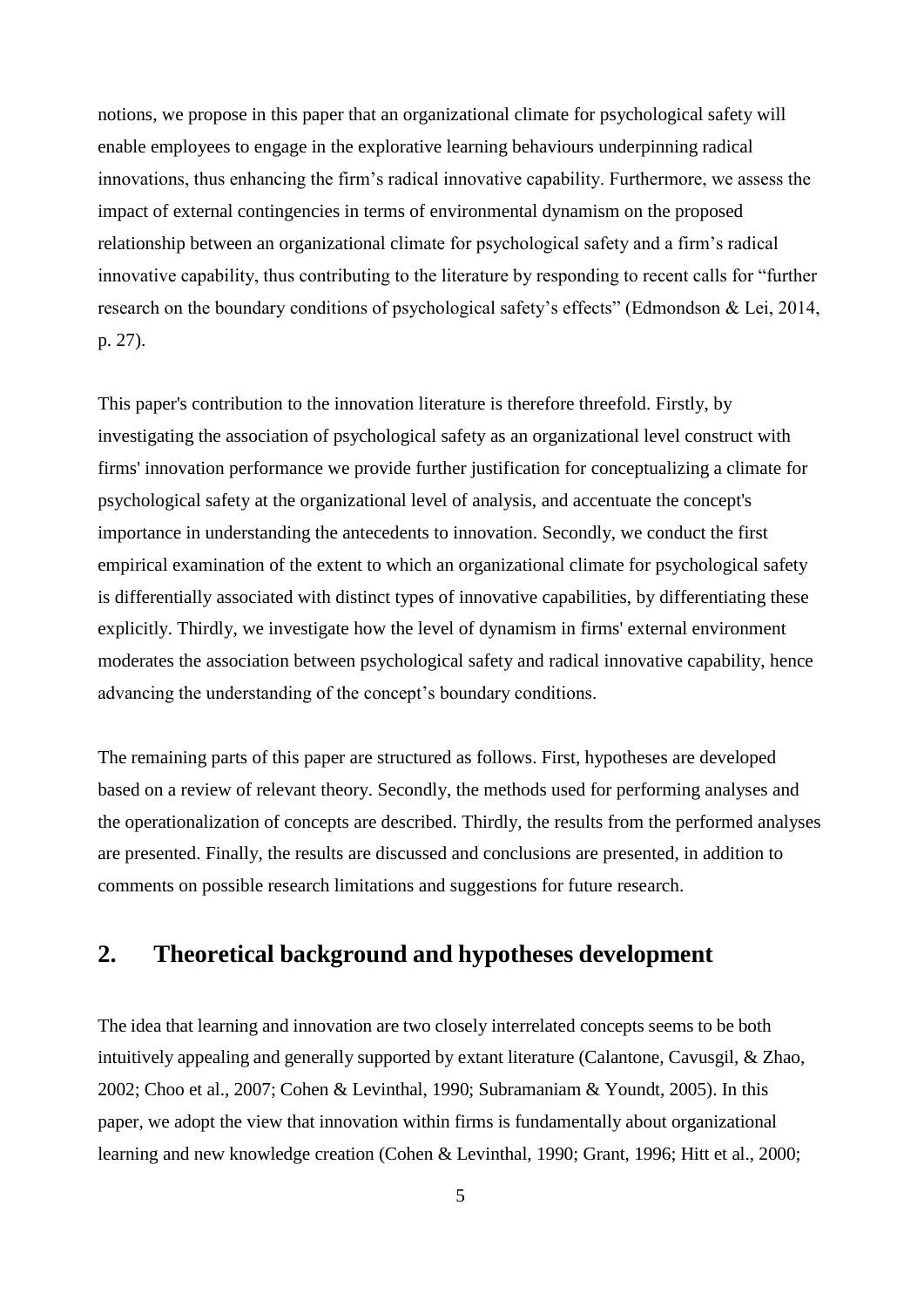notions, we propose in this paper that an organizational climate for psychological safety will enable employees to engage in the explorative learning behaviours underpinning radical innovations, thus enhancing the firm's radical innovative capability. Furthermore, we assess the impact of external contingencies in terms of environmental dynamism on the proposed relationship between an organizational climate for psychological safety and a firm's radical innovative capability, thus contributing to the literature by responding to recent calls for "further research on the boundary conditions of psychological safety's effects" (Edmondson & Lei, 2014, p. 27).

This paper's contribution to the innovation literature is therefore threefold. Firstly, by investigating the association of psychological safety as an organizational level construct with firms' innovation performance we provide further justification for conceptualizing a climate for psychological safety at the organizational level of analysis, and accentuate the concept's importance in understanding the antecedents to innovation. Secondly, we conduct the first empirical examination of the extent to which an organizational climate for psychological safety is differentially associated with distinct types of innovative capabilities, by differentiating these explicitly. Thirdly, we investigate how the level of dynamism in firms' external environment moderates the association between psychological safety and radical innovative capability, hence advancing the understanding of the concept's boundary conditions.

The remaining parts of this paper are structured as follows. First, hypotheses are developed based on a review of relevant theory. Secondly, the methods used for performing analyses and the operationalization of concepts are described. Thirdly, the results from the performed analyses are presented. Finally, the results are discussed and conclusions are presented, in addition to comments on possible research limitations and suggestions for future research.

## 2. Theoretical background and hypotheses development

The idea that learning and innovation are two closely interrelated concepts seems to be both intuitively appealing and generally supported by extant literature (Calantone, Cavusgil, & Zhao, 2002; Choo et al., 2007; Cohen & Levinthal, 1990; Subramaniam & Youndt, 2005). In this paper, we adopt the view that innovation within firms is fundamentally about organizational learning and new knowledge creation (Cohen & Levinthal, 1990; Grant, 1996; Hitt et al., 2000;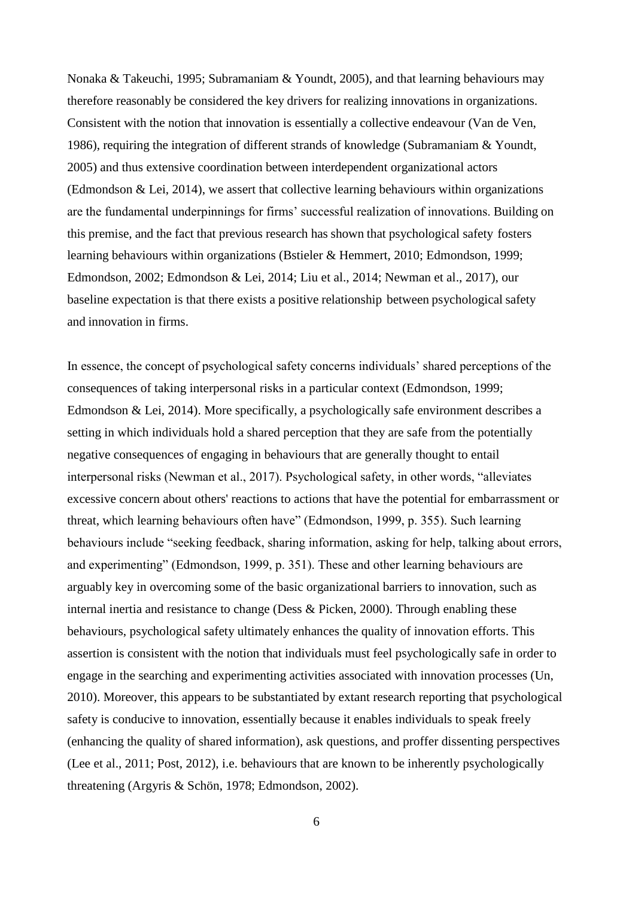Nonaka & Takeuchi, 1995; Subramaniam & Youndt, 2005), and that learning behaviours may therefore reasonably be considered the key drivers for realizing innovations in organizations. Consistent with the notion that innovation is essentially a collective endeavour (Van de Ven, 1986), requiring the integration of different strands of knowledge (Subramaniam & Youndt, 2005) and thus extensive coordination between interdependent organizational actors (Edmondson & Lei, 2014), we assert that collective learning behaviours within organizations are the fundamental underpinnings for firms' successful realization of innovations. Building on this premise, and the fact that previous research has shown that psychological safety fosters learning behaviours within organizations (Bstieler & Hemmert, 2010; Edmondson, 1999; Edmondson, 2002; Edmondson & Lei, 2014; Liu et al., 2014; Newman et al., 2017), our baseline expectation is that there exists a positive relationship between psychological safety and innovation in firms.

In essence, the concept of psychological safety concerns individuals' shared perceptions of the consequences of taking interpersonal risks in a particular context (Edmondson, 1999; Edmondson & Lei, 2014). More specifically, a psychologically safe environment describes a setting in which individuals hold a shared perception that they are safe from the potentially negative consequences of engaging in behaviours that are generally thought to entail interpersonal risks (Newman et al., 2017). Psychological safety, in other words, "alleviates excessive concern about others' reactions to actions that have the potential for embarrassment or threat, which learning behaviours often have" (Edmondson, 1999, p. 355). Such learning behaviours include "seeking feedback, sharing information, asking for help, talking about errors, and experimenting" (Edmondson, 1999, p. 351). These and other learning behaviours are arguably key in overcoming some of the basic organizational barriers to innovation, such as internal inertia and resistance to change (Dess & Picken, 2000). Through enabling these behaviours, psychological safety ultimately enhances the quality of innovation efforts. This assertion is consistent with the notion that individuals must feel psychologically safe in order to engage in the searching and experimenting activities associated with innovation processes (Un, 2010). Moreover, this appears to be substantiated by extant research reporting that psychological safety is conducive to innovation, essentially because it enables individuals to speak freely (enhancing the quality of shared information), ask questions, and proffer dissenting perspectives (Lee et al., 2011; Post, 2012), i.e. behaviours that are known to be inherently psychologically threatening (Argyris & Schön, 1978; Edmondson, 2002).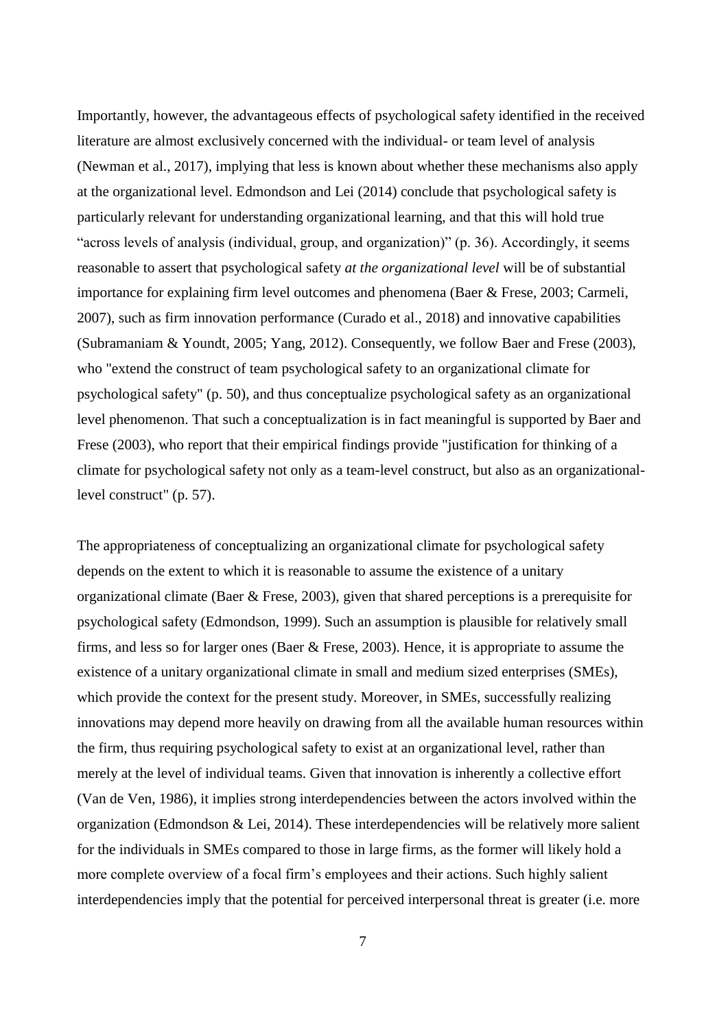Importantly, however, the advantageous effects of psychological safety identified in the received literature are almost exclusively concerned with the individual- or team level of analysis (Newman et al., 2017), implying that less is known about whether these mechanisms also apply at the organizational level. Edmondson and Lei (2014) conclude that psychological safety is particularly relevant for understanding organizational learning, and that this will hold true "across levels of analysis (individual, group, and organization)" (p. 36). Accordingly, it seems reasonable to assert that psychological safety *at the organizational level* will be of substantial importance for explaining firm level outcomes and phenomena (Baer & Frese, 2003; Carmeli, 2007), such as firm innovation performance (Curado et al., 2018) and innovative capabilities (Subramaniam & Youndt, 2005; Yang, 2012). Consequently, we follow Baer and Frese (2003), who "extend the construct of team psychological safety to an organizational climate for psychological safety" (p. 50), and thus conceptualize psychological safety as an organizational level phenomenon. That such a conceptualization is in fact meaningful is supported by Baer and Frese (2003), who report that their empirical findings provide "justification for thinking of a climate for psychological safety not only as a team-level construct, but also as an organizational-level construct" (p. 57).

The appropriateness of conceptualizing an organizational climate for psychological safety depends on the extent to which it is reasonable to assume the existence of a unitary organizational climate (Baer & Frese, 2003), given that shared perceptions is a prerequisite for psychological safety (Edmondson, 1999). Such an assumption is plausible for relatively small firms, and less so for larger ones (Baer & Frese, 2003). Hence, it is appropriate to assume the existence of a unitary organizational climate in small and medium sized enterprises (SMEs), which provide the context for the present study. Moreover, in SMEs, successfully realizing innovations may depend more heavily on drawing from all the available human resources within the firm, thus requiring psychological safety to exist at an organizational level, rather than merely at the level of individual teams. Given that innovation is inherently a collective effort (Van de Ven, 1986), it implies strong interdependencies between the actors involved within the organization (Edmondson & Lei, 2014). These interdependencies will be relatively more salient for the individuals in SMEs compared to those in large firms, as the former will likely hold a more complete overview of a focal firm's employees and their actions. Such highly salient interdependencies imply that the potential for perceived interpersonal threat is greater (i.e. more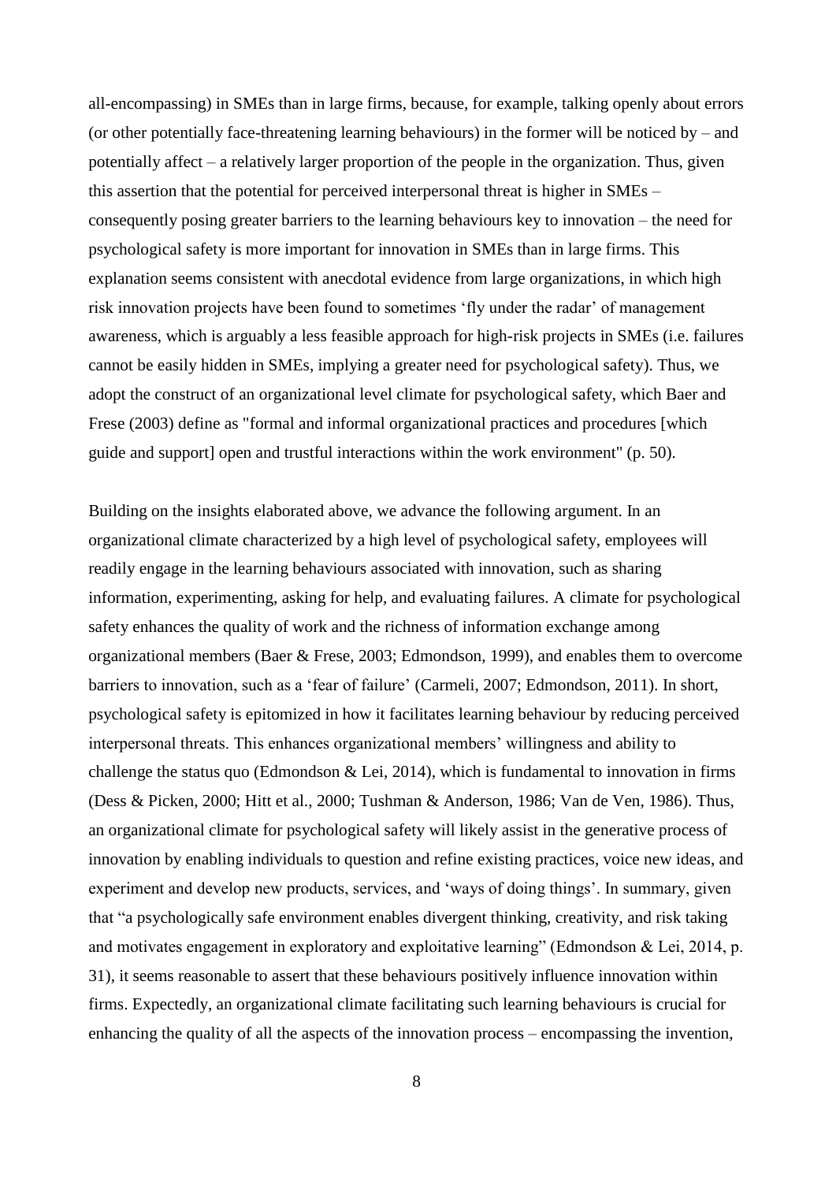all-encompassing) in SMEs than in large firms, because, for example, talking openly about errors (or other potentially face-threatening learning behaviours) in the former will be noticed by – and potentially affect – a relatively larger proportion of the people in the organization. Thus, given this assertion that the potential for perceived interpersonal threat is higher in SMEs – consequently posing greater barriers to the learning behaviours key to innovation – the need for psychological safety is more important for innovation in SMEs than in large firms. This explanation seems consistent with anecdotal evidence from large organizations, in which high risk innovation projects have been found to sometimes 'fly under the radar' of management awareness, which is arguably a less feasible approach for high-risk projects in SMEs (i.e. failures cannot be easily hidden in SMEs, implying a greater need for psychological safety). Thus, we adopt the construct of an organizational level climate for psychological safety, which Baer and Frese (2003) define as "formal and informal organizational practices and procedures [which guide and support] open and trustful interactions within the work environment" (p. 50).

Building on the insights elaborated above, we advance the following argument. In an organizational climate characterized by a high level of psychological safety, employees will readily engage in the learning behaviours associated with innovation, such as sharing information, experimenting, asking for help, and evaluating failures. A climate for psychological safety enhances the quality of work and the richness of information exchange among organizational members (Baer & Frese, 2003; Edmondson, 1999), and enables them to overcome barriers to innovation, such as a 'fear of failure' (Carmeli, 2007; Edmondson, 2011). In short, psychological safety is epitomized in how it facilitates learning behaviour by reducing perceived interpersonal threats. This enhances organizational members' willingness and ability to challenge the status quo (Edmondson & Lei, 2014), which is fundamental to innovation in firms (Dess & Picken, 2000; Hitt et al., 2000; Tushman & Anderson, 1986; Van de Ven, 1986). Thus, an organizational climate for psychological safety will likely assist in the generative process of innovation by enabling individuals to question and refine existing practices, voice new ideas, and experiment and develop new products, services, and 'ways of doing things'. In summary, given that "a psychologically safe environment enables divergent thinking, creativity, and risk taking and motivates engagement in exploratory and exploitative learning" (Edmondson & Lei, 2014, p. 31), it seems reasonable to assert that these behaviours positively influence innovation within firms. Expectedly, an organizational climate facilitating such learning behaviours is crucial for enhancing the quality of all the aspects of the innovation process – encompassing the invention,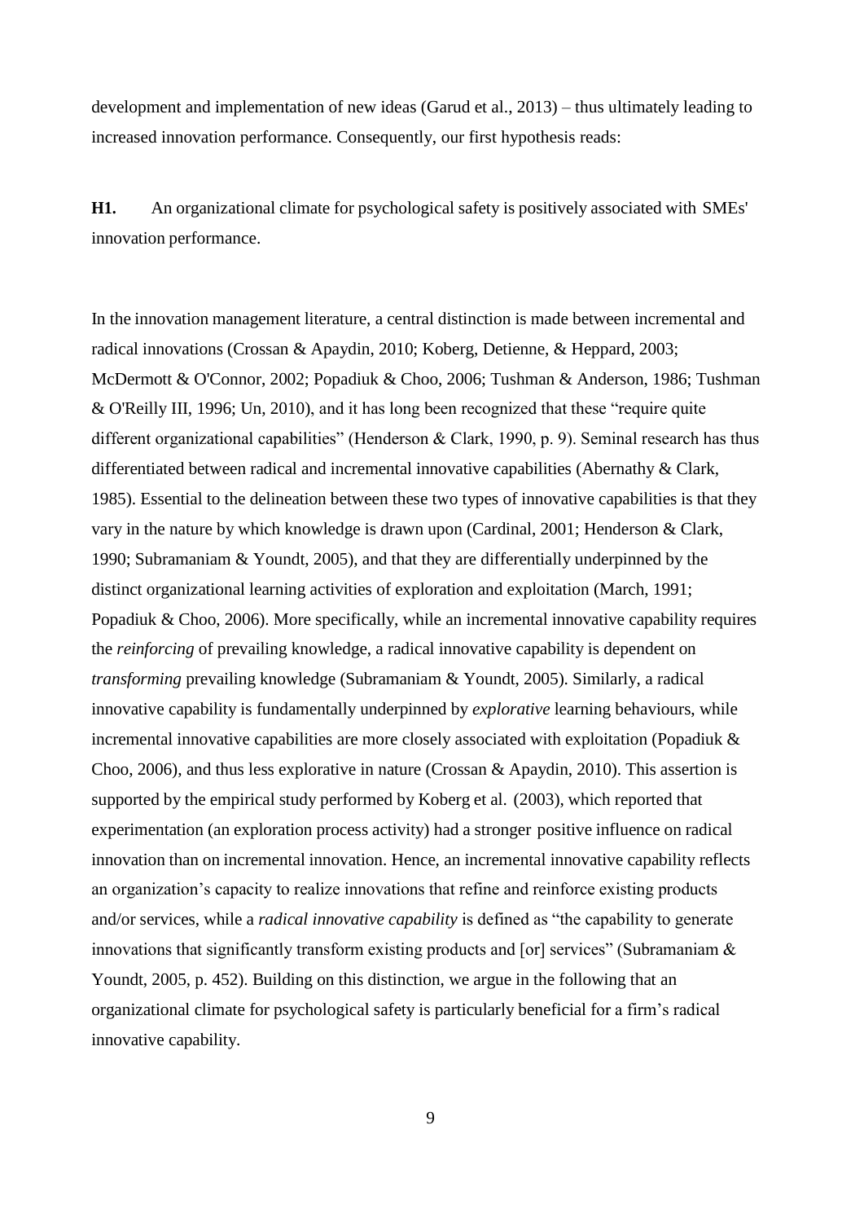development and implementation of new ideas (Garud et al., 2013) – thus ultimately leading to increased innovation performance. Consequently, our first hypothesis reads:

**H1.** An organizational climate for psychological safety is positively associated with SMEs' innovation performance.

In the innovation management literature, a central distinction is made between incremental and radical innovations (Crossan & Apaydin, 2010; Koberg, Detienne, & Heppard, 2003; McDermott & O'Connor, 2002; Popadiuk & Choo, 2006; Tushman & Anderson, 1986; Tushman & O'Reilly III, 1996; Un, 2010), and it has long been recognized that these "require quite different organizational capabilities" (Henderson & Clark, 1990, p. 9). Seminal research has thus differentiated between radical and incremental innovative capabilities (Abernathy & Clark, 1985). Essential to the delineation between these two types of innovative capabilities is that they vary in the nature by which knowledge is drawn upon (Cardinal, 2001; Henderson & Clark, 1990; Subramaniam & Youndt, 2005), and that they are differentially underpinned by the distinct organizational learning activities of exploration and exploitation (March, 1991; Popadiuk & Choo, 2006). More specifically, while an incremental innovative capability requires the *reinforcing* of prevailing knowledge, a radical innovative capability is dependent on *transforming* prevailing knowledge (Subramaniam & Youndt, 2005). Similarly, a radical innovative capability is fundamentally underpinned by *explorative* learning behaviours, while incremental innovative capabilities are more closely associated with exploitation (Popadiuk & Choo, 2006), and thus less explorative in nature (Crossan & Apaydin, 2010). This assertion is supported by the empirical study performed by Koberg et al. (2003), which reported that experimentation (an exploration process activity) had a stronger positive influence on radical innovation than on incremental innovation. Hence, an incremental innovative capability reflects an organization's capacity to realize innovations that refine and reinforce existing products and/or services, while a *radical innovative capability* is defined as "the capability to generate innovations that significantly transform existing products and [or] services" (Subramaniam & Youndt, 2005, p. 452). Building on this distinction, we argue in the following that an organizational climate for psychological safety is particularly beneficial for a firm's radical innovative capability.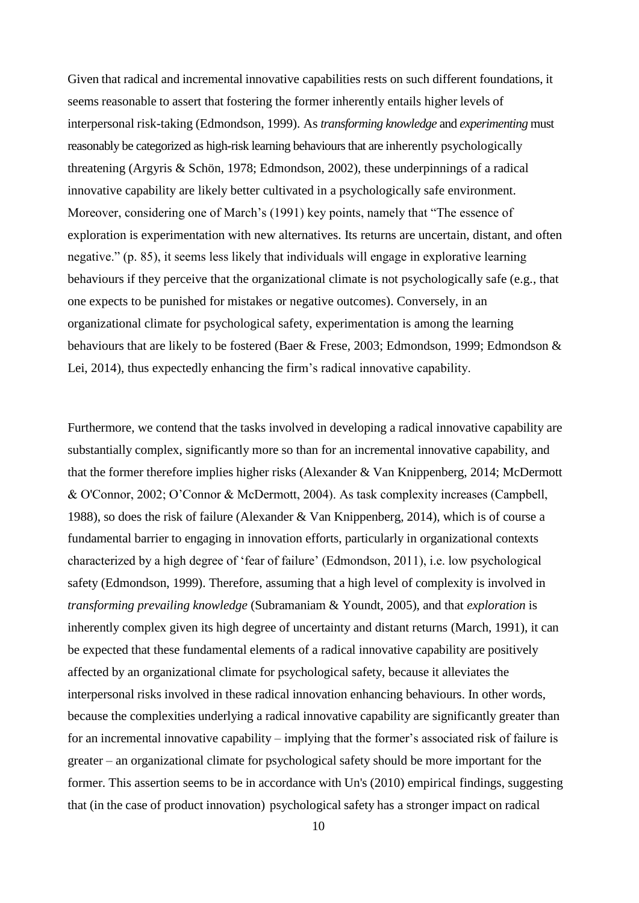Given that radical and incremental innovative capabilities rests on such different foundations, it seems reasonable to assert that fostering the former inherently entails higher levels of interpersonal risk-taking (Edmondson, 1999). As *transforming knowledge* and *experimenting* must reasonably be categorized as high-risk learning behaviours that are inherently psychologically threatening (Argyris & Schön, 1978; Edmondson, 2002), these underpinnings of a radical innovative capability are likely better cultivated in a psychologically safe environment. Moreover, considering one of March's (1991) key points, namely that "The essence of exploration is experimentation with new alternatives. Its returns are uncertain, distant, and often negative." (p. 85), it seems less likely that individuals will engage in explorative learning behaviours if they perceive that the organizational climate is not psychologically safe (e.g., that one expects to be punished for mistakes or negative outcomes). Conversely, in an organizational climate for psychological safety, experimentation is among the learning behaviours that are likely to be fostered (Baer & Frese, 2003; Edmondson, 1999; Edmondson & Lei, 2014), thus expectedly enhancing the firm's radical innovative capability.

Furthermore, we contend that the tasks involved in developing a radical innovative capability are substantially complex, significantly more so than for an incremental innovative capability, and that the former therefore implies higher risks (Alexander & Van Knippenberg, 2014; McDermott & O'Connor, 2002; O'Connor & McDermott, 2004). As task complexity increases (Campbell, 1988), so does the risk of failure (Alexander & Van Knippenberg, 2014), which is of course a fundamental barrier to engaging in innovation efforts, particularly in organizational contexts characterized by a high degree of 'fear of failure' (Edmondson, 2011), i.e. low psychological safety (Edmondson, 1999). Therefore, assuming that a high level of complexity is involved in *transforming prevailing knowledge* (Subramaniam & Youndt, 2005), and that *exploration* is inherently complex given its high degree of uncertainty and distant returns (March, 1991), it can be expected that these fundamental elements of a radical innovative capability are positively affected by an organizational climate for psychological safety, because it alleviates the interpersonal risks involved in these radical innovation enhancing behaviours. In other words, because the complexities underlying a radical innovative capability are significantly greater than for an incremental innovative capability – implying that the former's associated risk of failure is greater – an organizational climate for psychological safety should be more important for the former. This assertion seems to be in accordance with Un's (2010) empirical findings, suggesting that (in the case of product innovation) psychological safety has a stronger impact on radical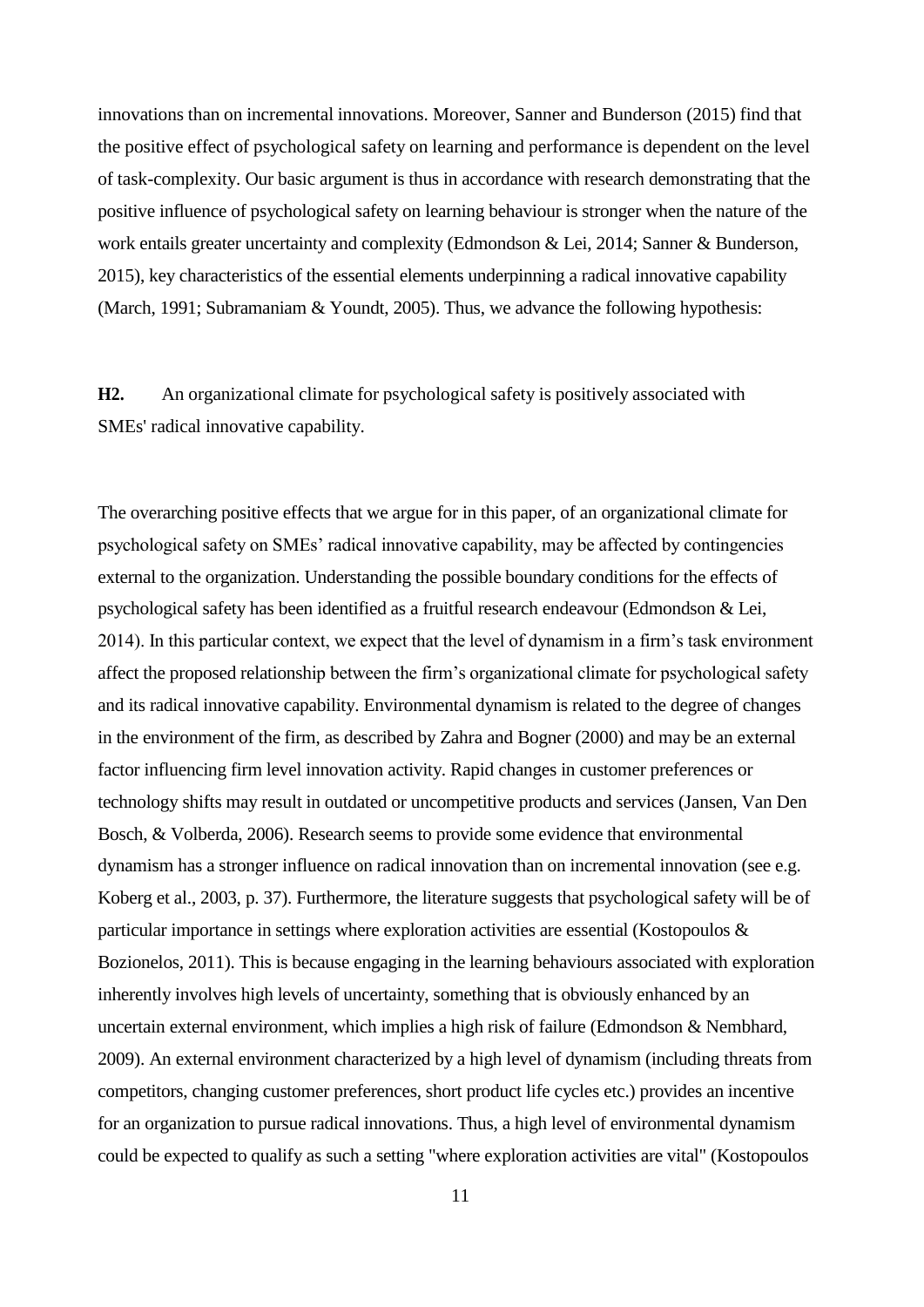innovations than on incremental innovations. Moreover, Sanner and Bunderson (2015) find that the positive effect of psychological safety on learning and performance is dependent on the level of task-complexity. Our basic argument is thus in accordance with research demonstrating that the positive influence of psychological safety on learning behaviour is stronger when the nature of the work entails greater uncertainty and complexity (Edmondson & Lei, 2014; Sanner & Bunderson, 2015), key characteristics of the essential elements underpinning a radical innovative capability (March, 1991; Subramaniam & Youndt, 2005). Thus, we advance the following hypothesis:

**H2.** An organizational climate for psychological safety is positively associated with SMEs' radical innovative capability.

The overarching positive effects that we argue for in this paper, of an organizational climate for psychological safety on SMEs' radical innovative capability, may be affected by contingencies external to the organization. Understanding the possible boundary conditions for the effects of psychological safety has been identified as a fruitful research endeavour (Edmondson & Lei, 2014). In this particular context, we expect that the level of dynamism in a firm's task environment affect the proposed relationship between the firm's organizational climate for psychological safety and its radical innovative capability. Environmental dynamism is related to the degree of changes in the environment of the firm, as described by Zahra and Bogner (2000) and may be an external factor influencing firm level innovation activity. Rapid changes in customer preferences or technology shifts may result in outdated or uncompetitive products and services (Jansen, Van Den Bosch, & Volberda, 2006). Research seems to provide some evidence that environmental dynamism has a stronger influence on radical innovation than on incremental innovation (see e.g. Koberg et al., 2003, p. 37). Furthermore, the literature suggests that psychological safety will be of particular importance in settings where exploration activities are essential (Kostopoulos & Bozionelos, 2011). This is because engaging in the learning behaviours associated with exploration inherently involves high levels of uncertainty, something that is obviously enhanced by an uncertain external environment, which implies a high risk of failure (Edmondson & Nembhard, 2009). An external environment characterized by a high level of dynamism (including threats from competitors, changing customer preferences, short product life cycles etc.) provides an incentive for an organization to pursue radical innovations. Thus, a high level of environmental dynamism could be expected to qualify as such a setting "where exploration activities are vital" (Kostopoulos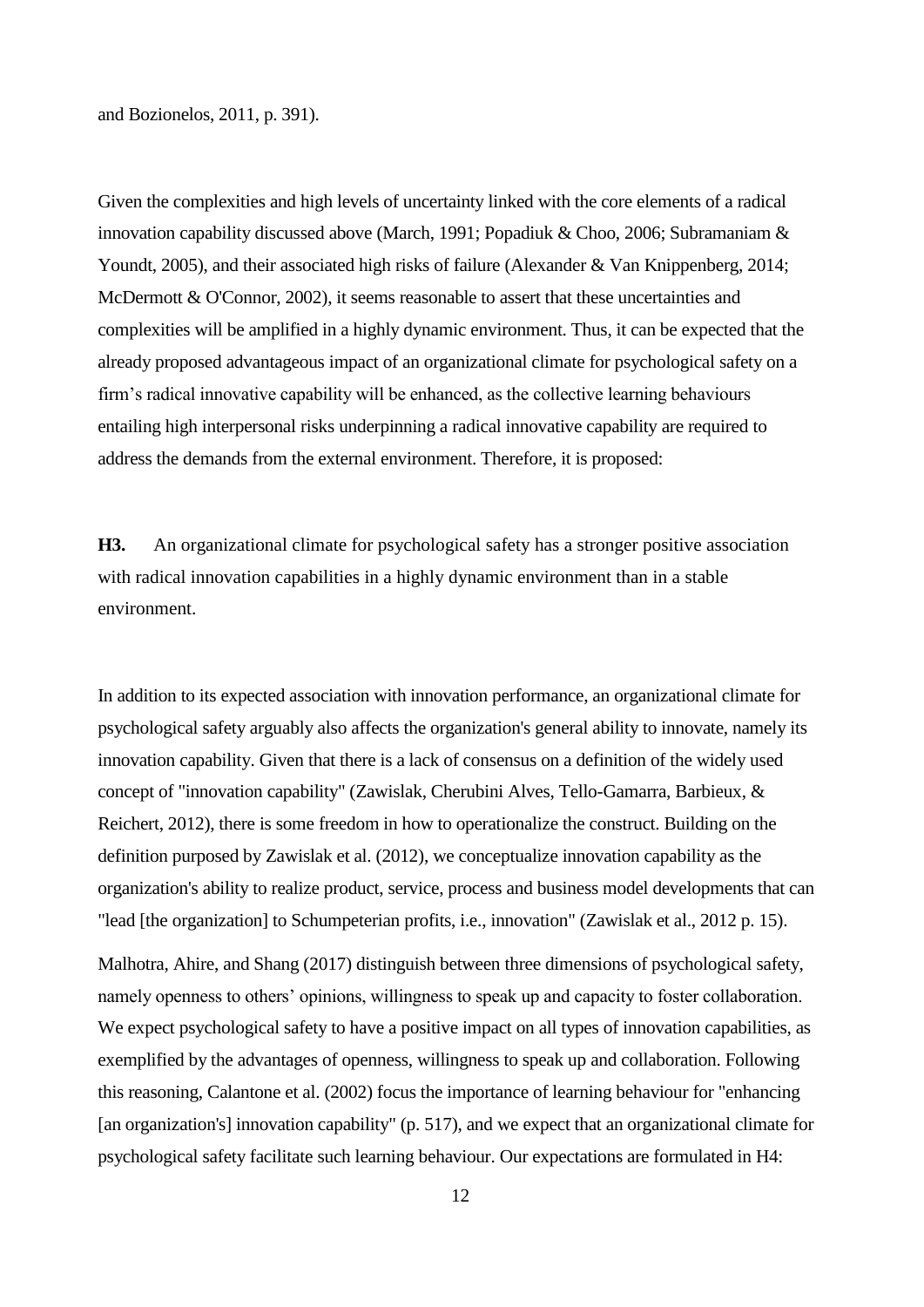and Bozionelos, 2011, p. 391).

Given the complexities and high levels of uncertainty linked with the core elements of a radical innovation capability discussed above (March, 1991; Popadiuk & Choo, 2006; Subramaniam & Youndt, 2005), and their associated high risks of failure (Alexander & Van Knippenberg, 2014; McDermott & O'Connor, 2002), it seems reasonable to assert that these uncertainties and complexities will be amplified in a highly dynamic environment. Thus, it can be expected that the already proposed advantageous impact of an organizational climate for psychological safety on a firm's radical innovative capability will be enhanced, as the collective learning behaviours entailing high interpersonal risks underpinning a radical innovative capability are required to address the demands from the external environment. Therefore, it is proposed:

**H3.** An organizational climate for psychological safety has a stronger positive association with radical innovation capabilities in a highly dynamic environment than in a stable environment.

In addition to its expected association with innovation performance, an organizational climate for psychological safety arguably also affects the organization's general ability to innovate, namely its innovation capability. Given that there is a lack of consensus on a definition of the widely used concept of "innovation capability" (Zawislak, Cherubini Alves, Tello-Gamarra, Barbieux, & Reichert, 2012), there is some freedom in how to operationalize the construct. Building on the definition purposed by Zawislak et al. (2012), we conceptualize innovation capability as the organization's ability to realize product, service, process and business model developments that can "lead [the organization] to Schumpeterian profits, i.e., innovation" (Zawislak et al., 2012 p. 15).

Malhotra, Ahire, and Shang (2017) distinguish between three dimensions of psychological safety, namely openness to others' opinions, willingness to speak up and capacity to foster collaboration. We expect psychological safety to have a positive impact on all types of innovation capabilities, as exemplified by the advantages of openness, willingness to speak up and collaboration. Following this reasoning, Calantone et al. (2002) focus the importance of learning behaviour for "enhancing [an organization's] innovation capability" (p. 517), and we expect that an organizational climate for psychological safety facilitate such learning behaviour. Our expectations are formulated in H4: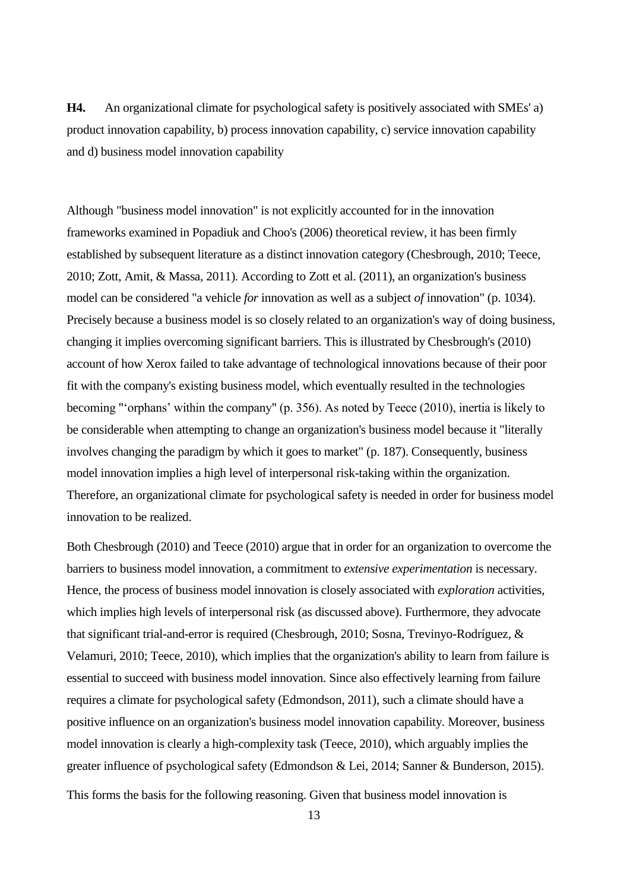**H4.** An organizational climate for psychological safety is positively associated with SMEs' a) product innovation capability, b) process innovation capability, c) service innovation capability and d) business model innovation capability

Although "business model innovation" is not explicitly accounted for in the innovation frameworks examined in Popadiuk and Choo's (2006) theoretical review, it has been firmly established by subsequent literature as a distinct innovation category (Chesbrough, 2010; Teece, 2010; Zott, Amit, & Massa, 2011). According to Zott et al. (2011), an organization's business model can be considered "a vehicle *for* innovation as well as a subject *of* innovation" (p. 1034). Precisely because a business model is so closely related to an organization's way of doing business, changing it implies overcoming significant barriers. This is illustrated by Chesbrough's (2010) account of how Xerox failed to take advantage of technological innovations because of their poor fit with the company's existing business model, which eventually resulted in the technologies becoming "'orphans' within the company" (p. 356). As noted by Teece (2010), inertia is likely to be considerable when attempting to change an organization's business model because it "literally involves changing the paradigm by which it goes to market" (p. 187). Consequently, business model innovation implies a high level of interpersonal risk-taking within the organization. Therefore, an organizational climate for psychological safety is needed in order for business model innovation to be realized.

Both Chesbrough (2010) and Teece (2010) argue that in order for an organization to overcome the barriers to business model innovation, a commitment to *extensive experimentation* is necessary. Hence, the process of business model innovation is closely associated with *exploration* activities, which implies high levels of interpersonal risk (as discussed above). Furthermore, they advocate that significant trial-and-error is required (Chesbrough, 2010; Sosna, Trevinyo-Rodríguez, & Velamuri, 2010; Teece, 2010), which implies that the organization's ability to learn from failure is essential to succeed with business model innovation. Since also effectively learning from failure requires a climate for psychological safety (Edmondson, 2011), such a climate should have a positive influence on an organization's business model innovation capability. Moreover, business model innovation is clearly a high-complexity task (Teece, 2010), which arguably implies the greater influence of psychological safety (Edmondson & Lei, 2014; Sanner & Bunderson, 2015).

This forms the basis for the following reasoning. Given that business model innovation is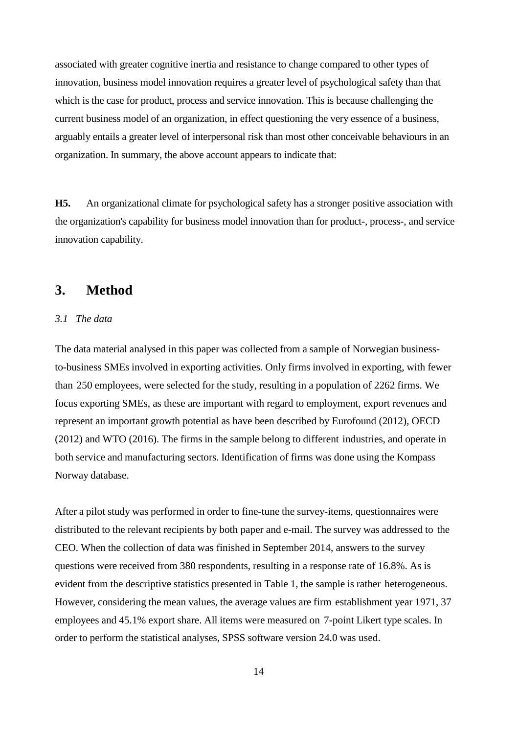associated with greater cognitive inertia and resistance to change compared to other types of innovation, business model innovation requires a greater level of psychological safety than that which is the case for product, process and service innovation. This is because challenging the current business model of an organization, in effect questioning the very essence of a business, arguably entails a greater level of interpersonal risk than most other conceivable behaviours in an organization. In summary, the above account appears to indicate that:

**H5.** An organizational climate for psychological safety has a stronger positive association with the organization's capability for business model innovation than for product-, process-, and service innovation capability.

## 3. Method

### *3.1 The data*

The data material analysed in this paper was collected from a sample of Norwegian business-to-business SMEs involved in exporting activities. Only firms involved in exporting, with fewer than 250 employees, were selected for the study, resulting in a population of 2262 firms. We focus exporting SMEs, as these are important with regard to employment, export revenues and represent an important growth potential as have been described by Eurofound (2012), OECD (2012) and WTO (2016). The firms in the sample belong to different industries, and operate in both service and manufacturing sectors. Identification of firms was done using the Kompass Norway database.

After a pilot study was performed in order to fine-tune the survey-items, questionnaires were distributed to the relevant recipients by both paper and e-mail. The survey was addressed to the CEO. When the collection of data was finished in September 2014, answers to the survey questions were received from 380 respondents, resulting in a response rate of 16.8%. As is evident from the descriptive statistics presented in Table 1, the sample is rather heterogeneous. However, considering the mean values, the average values are firm establishment year 1971, 37 employees and 45.1% export share. All items were measured on 7-point Likert type scales. In order to perform the statistical analyses, SPSS software version 24.0 was used.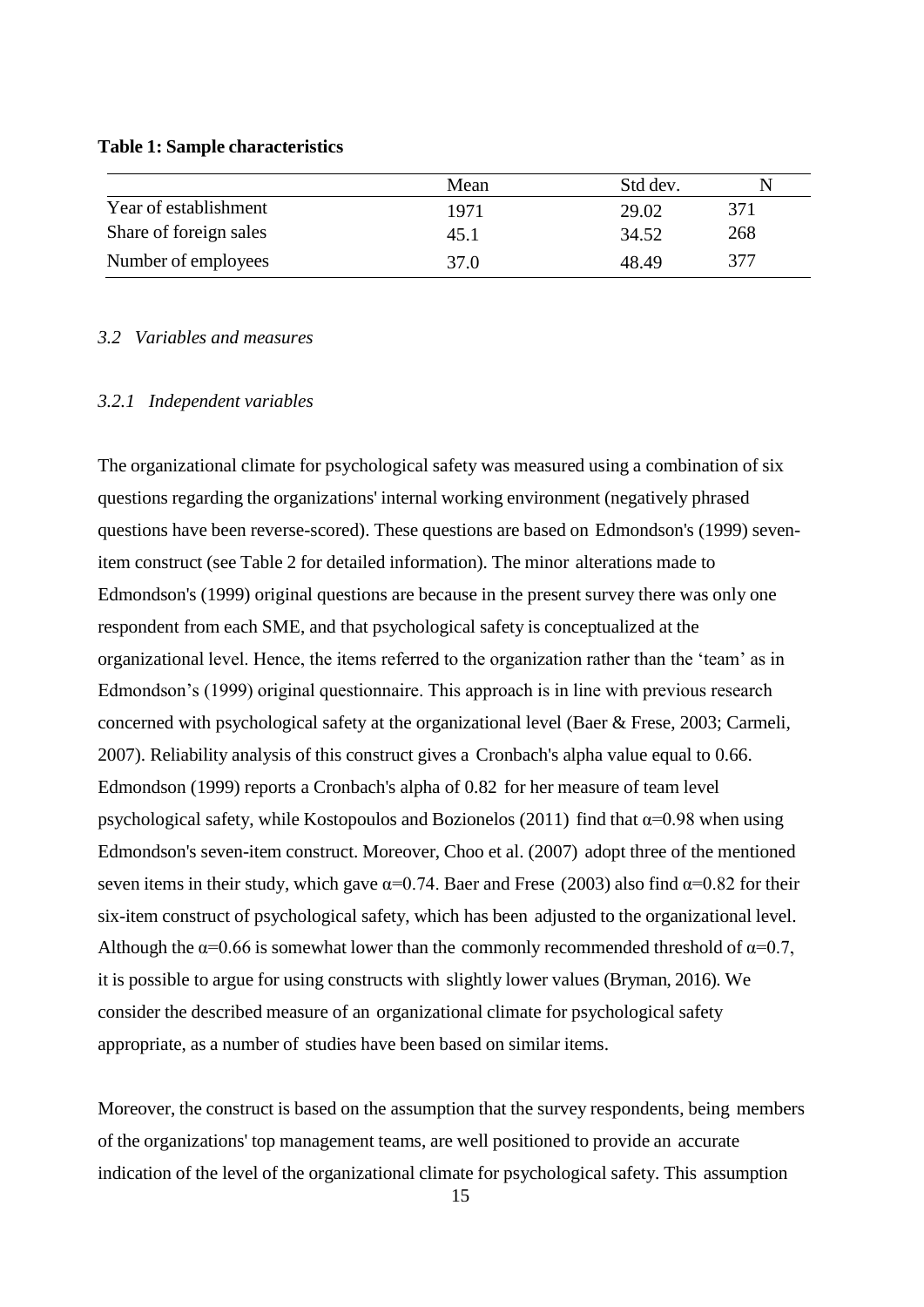**Table 1: Sample characteristics**

| | Mean | Std dev. | N |
|---|---|---|---|
| Year of establishment | 1971 | 29.02 | 371 |
| Share of foreign sales | 45.1 | 34.52 | 268 |
| Number of employees | 37.0 | 48.49 | 377 |

### *3.2 Variables and measures*

#### *3.2.1 Independent variables*

The organizational climate for psychological safety was measured using a combination of six questions regarding the organizations' internal working environment (negatively phrased questions have been reverse-scored). These questions are based on Edmondson's (1999) seven-item construct (see Table 2 for detailed information). The minor alterations made to Edmondson's (1999) original questions are because in the present survey there was only one respondent from each SME, and that psychological safety is conceptualized at the organizational level. Hence, the items referred to the organization rather than the 'team' as in Edmondson's (1999) original questionnaire. This approach is in line with previous research concerned with psychological safety at the organizational level (Baer & Frese, 2003; Carmeli, 2007). Reliability analysis of this construct gives a Cronbach's alpha value equal to 0.66. Edmondson (1999) reports a Cronbach's alpha of 0.82 for her measure of team level psychological safety, while Kostopoulos and Bozionelos (2011) find that $\alpha=0.98$ when using Edmondson's seven-item construct. Moreover, Choo et al. (2007) adopt three of the mentioned seven items in their study, which gave $\alpha=0.74$. Baer and Frese (2003) also find $\alpha=0.82$ for their six-item construct of psychological safety, which has been adjusted to the organizational level. Although the $\alpha=0.66$ is somewhat lower than the commonly recommended threshold of $\alpha=0.7$, it is possible to argue for using constructs with slightly lower values (Bryman, 2016). We consider the described measure of an organizational climate for psychological safety appropriate, as a number of studies have been based on similar items.

Moreover, the construct is based on the assumption that the survey respondents, being members of the organizations' top management teams, are well positioned to provide an accurate indication of the level of the organizational climate for psychological safety. This assumption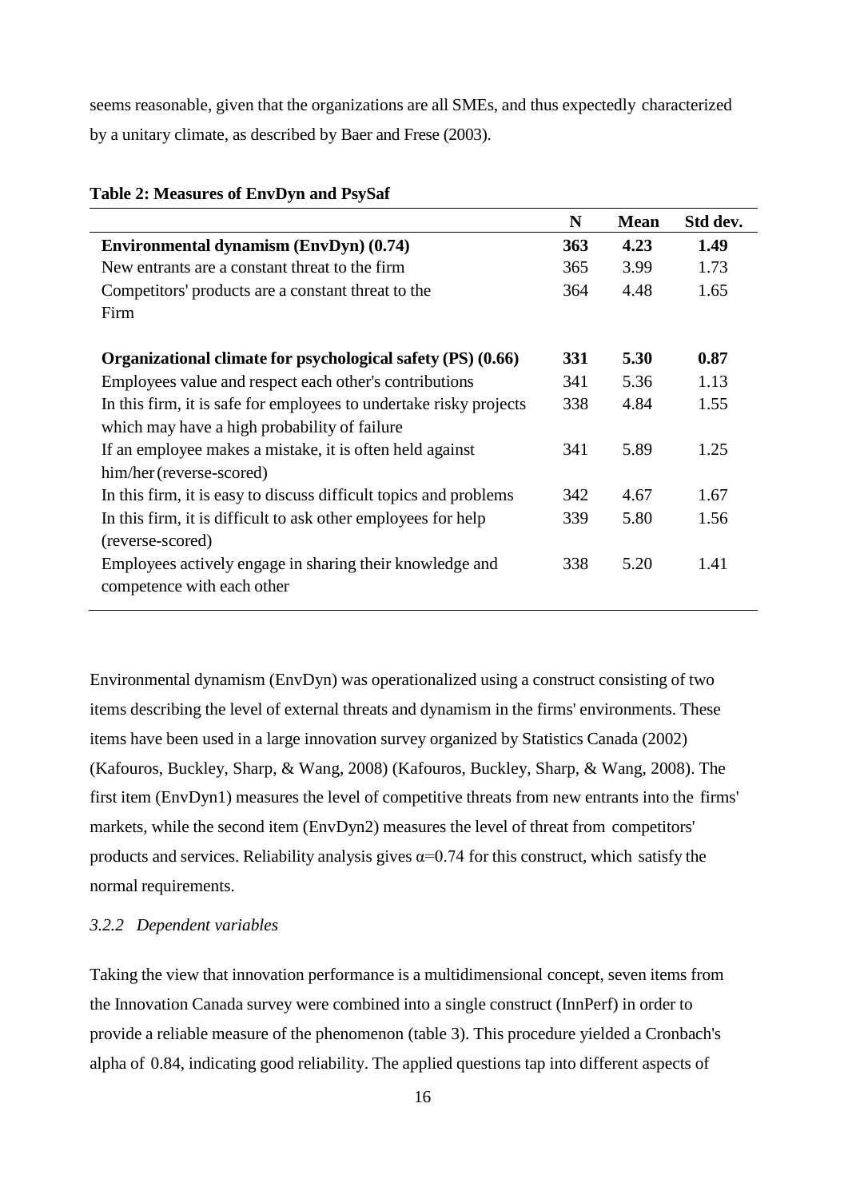seems reasonable, given that the organizations are all SMEs, and thus expectedly characterized by a unitary climate, as described by Baer and Frese (2003).

**Table 2: Measures of EnvDyn and PsySaf**

| | N | Mean | Std dev. |
|---|---|---|---|
| **Environmental dynamism (EnvDyn) (0.74)** | **363** | **4.23** | **1.49** |
| New entrants are a constant threat to the firm | 365 | 3.99 | 1.73 |
| Competitors' products are a constant threat to the Firm | 364 | 4.48 | 1.65 |
| **Organizational climate for psychological safety (PS) (0.66)** | **331** | **5.30** | **0.87** |
| Employees value and respect each other's contributions | 341 | 5.36 | 1.13 |
| In this firm, it is safe for employees to undertake risky projects which may have a high probability of failure | 338 | 4.84 | 1.55 |
| If an employee makes a mistake, it is often held against him/her (reverse-scored) | 341 | 5.89 | 1.25 |
| In this firm, it is easy to discuss difficult topics and problems | 342 | 4.67 | 1.67 |
| In this firm, it is difficult to ask other employees for help (reverse-scored) | 339 | 5.80 | 1.56 |
| Employees actively engage in sharing their knowledge and competence with each other | 338 | 5.20 | 1.41 |

Environmental dynamism (EnvDyn) was operationalized using a construct consisting of two items describing the level of external threats and dynamism in the firms' environments. These items have been used in a large innovation survey organized by Statistics Canada (2002) (Kafouros, Buckley, Sharp, & Wang, 2008) (Kafouros, Buckley, Sharp, & Wang, 2008). The first item (EnvDyn1) measures the level of competitive threats from new entrants into the firms' markets, while the second item (EnvDyn2) measures the level of threat from competitors' products and services. Reliability analysis gives $\alpha=0.74$ for this construct, which satisfy the normal requirements.

### *3.2.2 Dependent variables*

Taking the view that innovation performance is a multidimensional concept, seven items from the Innovation Canada survey were combined into a single construct (InnPerf) in order to provide a reliable measure of the phenomenon (table 3). This procedure yielded a Cronbach's alpha of 0.84, indicating good reliability. The applied questions tap into different aspects of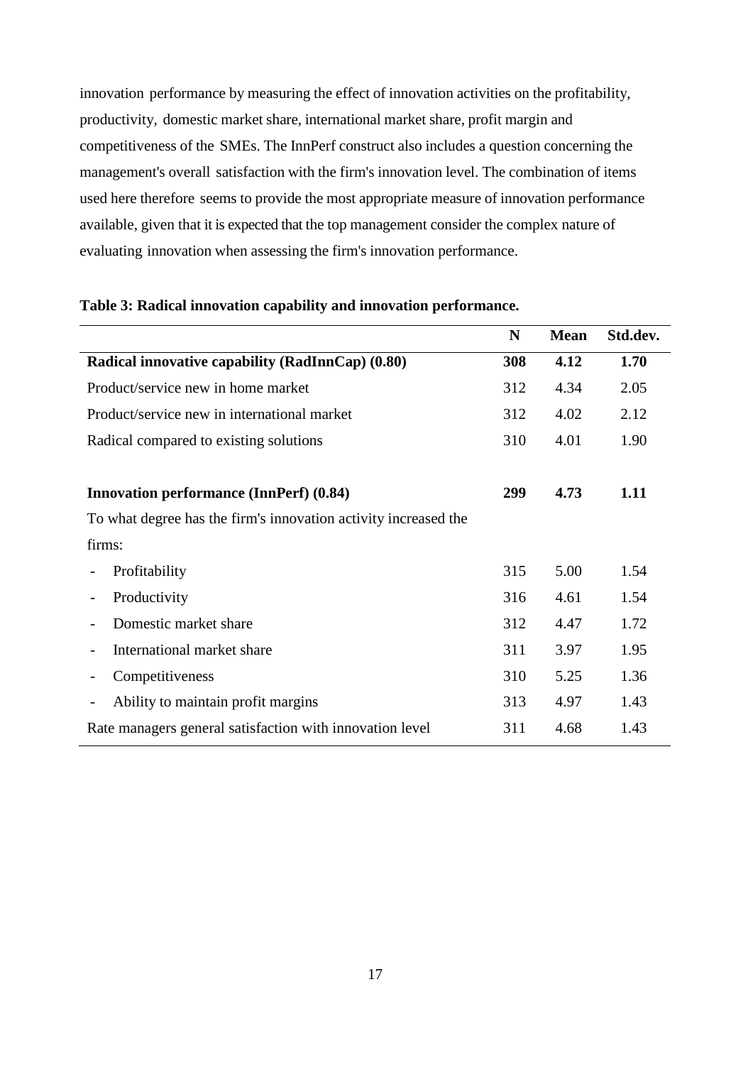innovation performance by measuring the effect of innovation activities on the profitability, productivity, domestic market share, international market share, profit margin and competitiveness of the SMEs. The InnPerf construct also includes a question concerning the management's overall satisfaction with the firm's innovation level. The combination of items used here therefore seems to provide the most appropriate measure of innovation performance available, given that it is expected that the top management consider the complex nature of evaluating innovation when assessing the firm's innovation performance.

**Table 3: Radical innovation capability and innovation performance.**

| | N | Mean | Std.dev. |
|---|---|---|---|
| **Radical innovative capability (RadInnCap) (0.80)** | **308** | **4.12** | **1.70** |
| Product/service new in home market | 312 | 4.34 | 2.05 |
| Product/service new in international market | 312 | 4.02 | 2.12 |
| Radical compared to existing solutions | 310 | 4.01 | 1.90 |
| | | | |
| **Innovation performance (InnPerf) (0.84)** | **299** | **4.73** | **1.11** |
| To what degree has the firm's innovation activity increased the firms: | | | |
| - Profitability | 315 | 5.00 | 1.54 |
| - Productivity | 316 | 4.61 | 1.54 |
| - Domestic market share | 312 | 4.47 | 1.72 |
| - International market share | 311 | 3.97 | 1.95 |
| - Competitiveness | 310 | 5.25 | 1.36 |
| - Ability to maintain profit margins | 313 | 4.97 | 1.43 |
| Rate managers general satisfaction with innovation level | 311 | 4.68 | 1.43 |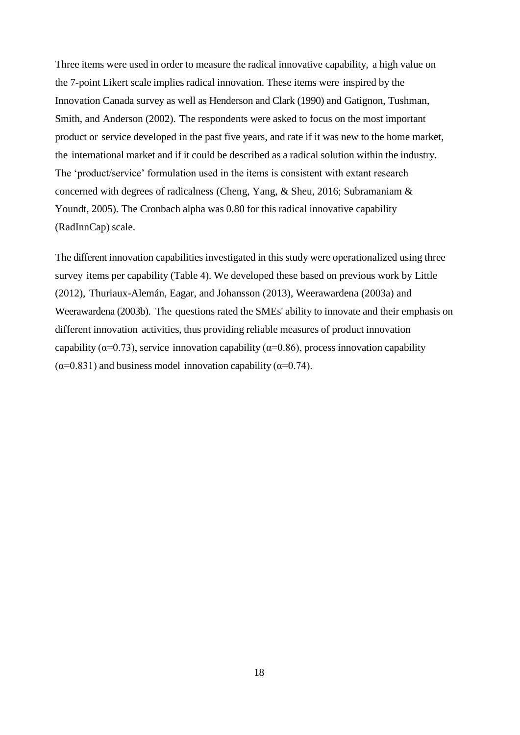Three items were used in order to measure the radical innovative capability, a high value on the 7-point Likert scale implies radical innovation. These items were inspired by the Innovation Canada survey as well as Henderson and Clark (1990) and Gatignon, Tushman, Smith, and Anderson (2002). The respondents were asked to focus on the most important product or service developed in the past five years, and rate if it was new to the home market, the international market and if it could be described as a radical solution within the industry. The 'product/service' formulation used in the items is consistent with extant research concerned with degrees of radicalness (Cheng, Yang, & Sheu, 2016; Subramaniam & Youndt, 2005). The Cronbach alpha was 0.80 for this radical innovative capability (RadInnCap) scale.

The different innovation capabilities investigated in this study were operationalized using three survey items per capability (Table 4). We developed these based on previous work by Little (2012), Thuriaux-Alemán, Eagar, and Johansson (2013), Weerawardena (2003a) and Weerawardena (2003b). The questions rated the SMEs' ability to innovate and their emphasis on different innovation activities, thus providing reliable measures of product innovation capability ($\alpha$=0.73), service innovation capability ($\alpha$=0.86), process innovation capability ($\alpha$=0.831) and business model innovation capability ($\alpha$=0.74).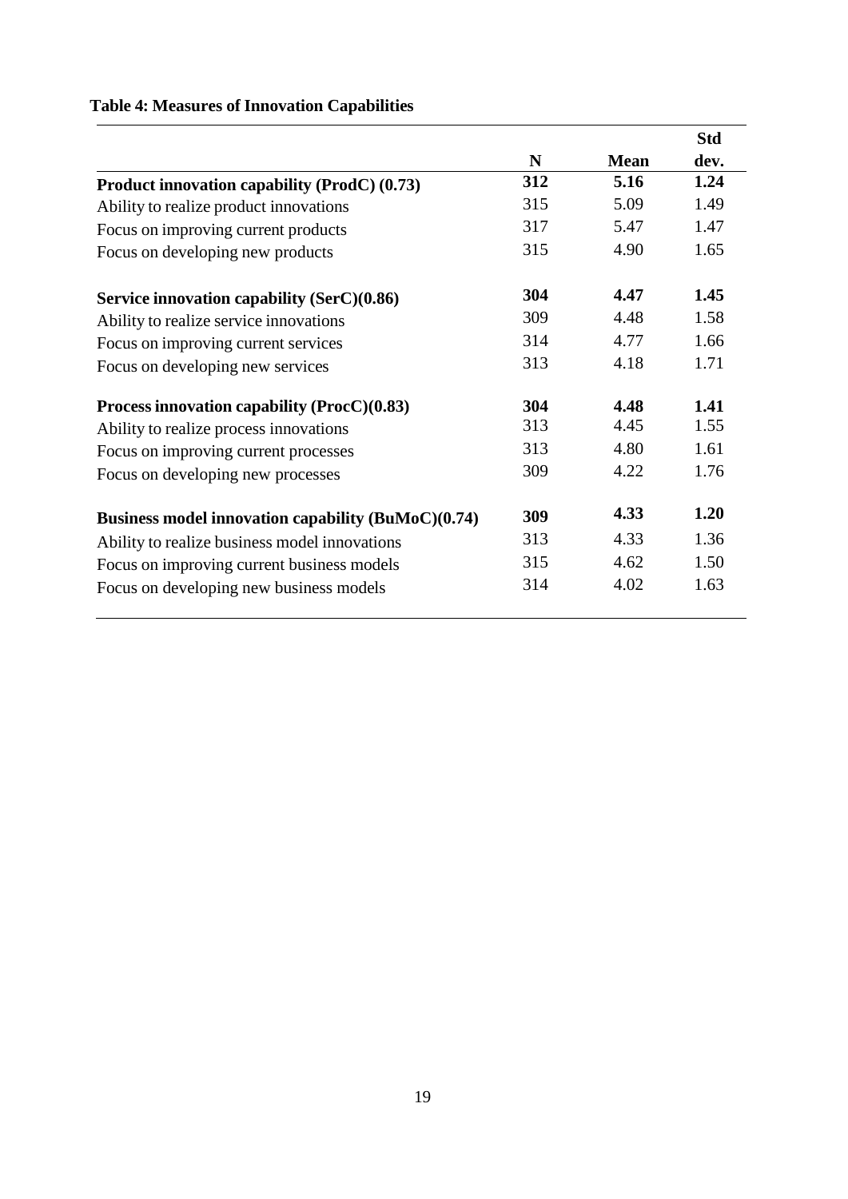**Table 4: Measures of Innovation Capabilities**

| | N | Mean | Std dev. |
|---|---|---|---|
| **Product innovation capability (ProdC) (0.73)** | **312** | **5.16** | **1.24** |
| Ability to realize product innovations | 315 | 5.09 | 1.49 |
| Focus on improving current products | 317 | 5.47 | 1.47 |
| Focus on developing new products | 315 | 4.90 | 1.65 |
| **Service innovation capability (SerC)(0.86)** | **304** | **4.47** | **1.45** |
| Ability to realize service innovations | 309 | 4.48 | 1.58 |
| Focus on improving current services | 314 | 4.77 | 1.66 |
| Focus on developing new services | 313 | 4.18 | 1.71 |
| **Process innovation capability (ProcC)(0.83)** | **304** | **4.48** | **1.41** |
| Ability to realize process innovations | 313 | 4.45 | 1.55 |
| Focus on improving current processes | 313 | 4.80 | 1.61 |
| Focus on developing new processes | 309 | 4.22 | 1.76 |
| **Business model innovation capability (BuMoC)(0.74)** | **309** | **4.33** | **1.20** |
| Ability to realize business model innovations | 313 | 4.33 | 1.36 |
| Focus on improving current business models | 315 | 4.62 | 1.50 |
| Focus on developing new business models | 314 | 4.02 | 1.63 |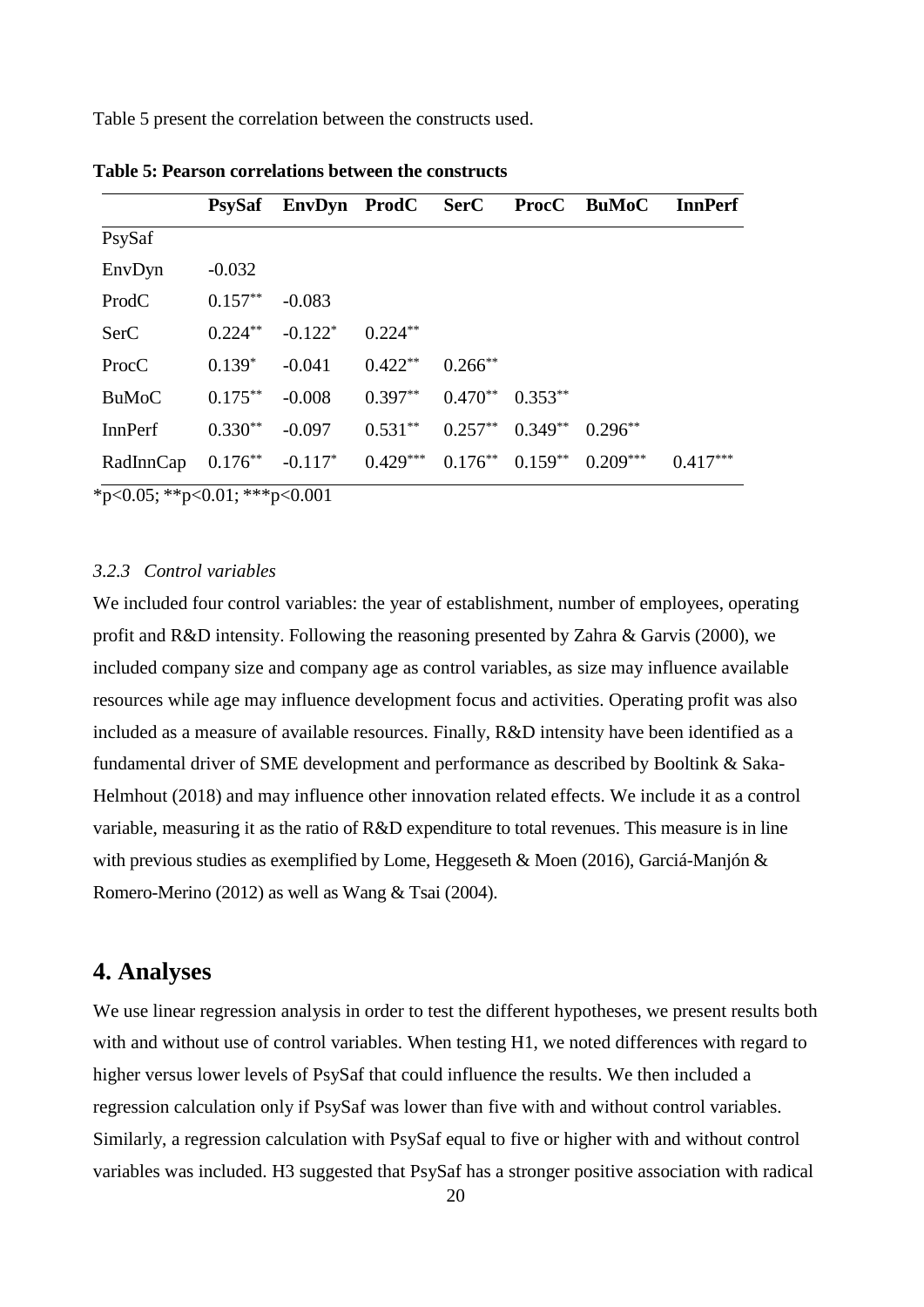Table 5 present the correlation between the constructs used.

**Table 5: Pearson correlations between the constructs**

| | PsySaf | EnvDyn | ProdC | SerC | ProcC | BuMoC | InnPerf |
|---|---|---|---|---|---|---|---|
| PsySaf | | | | | | | |
| EnvDyn | -0.032 | | | | | | |
| ProdC | 0.157** | -0.083 | | | | | |
| SerC | 0.224** | -0.122* | 0.224** | | | | |
| ProcC | 0.139* | -0.041 | 0.422** | 0.266** | | | |
| BuMoC | 0.175** | -0.008 | 0.397** | 0.470** | 0.353** | | |
| InnPerf | 0.330** | -0.097 | 0.531** | 0.257** | 0.349** | 0.296** | |
| RadInnCap | 0.176** | -0.117* | 0.429*** | 0.176** | 0.159** | 0.209*** | 0.417*** |

*p<0.05; **p<0.01; ***p<0.001

### *3.2.3 Control variables*

We included four control variables: the year of establishment, number of employees, operating profit and R&D intensity. Following the reasoning presented by Zahra & Garvis (2000), we included company size and company age as control variables, as size may influence available resources while age may influence development focus and activities. Operating profit was also included as a measure of available resources. Finally, R&D intensity have been identified as a fundamental driver of SME development and performance as described by Booltink & Saka-Helmhout (2018) and may influence other innovation related effects. We include it as a control variable, measuring it as the ratio of R&D expenditure to total revenues. This measure is in line with previous studies as exemplified by Lome, Heggeseth & Moen (2016), Garciá-Manjón & Romero-Merino (2012) as well as Wang & Tsai (2004).

# 4. Analyses

We use linear regression analysis in order to test the different hypotheses, we present results both with and without use of control variables. When testing H1, we noted differences with regard to higher versus lower levels of PsySaf that could influence the results. We then included a regression calculation only if PsySaf was lower than five with and without control variables. Similarly, a regression calculation with PsySaf equal to five or higher with and without control variables was included. H3 suggested that PsySaf has a stronger positive association with radical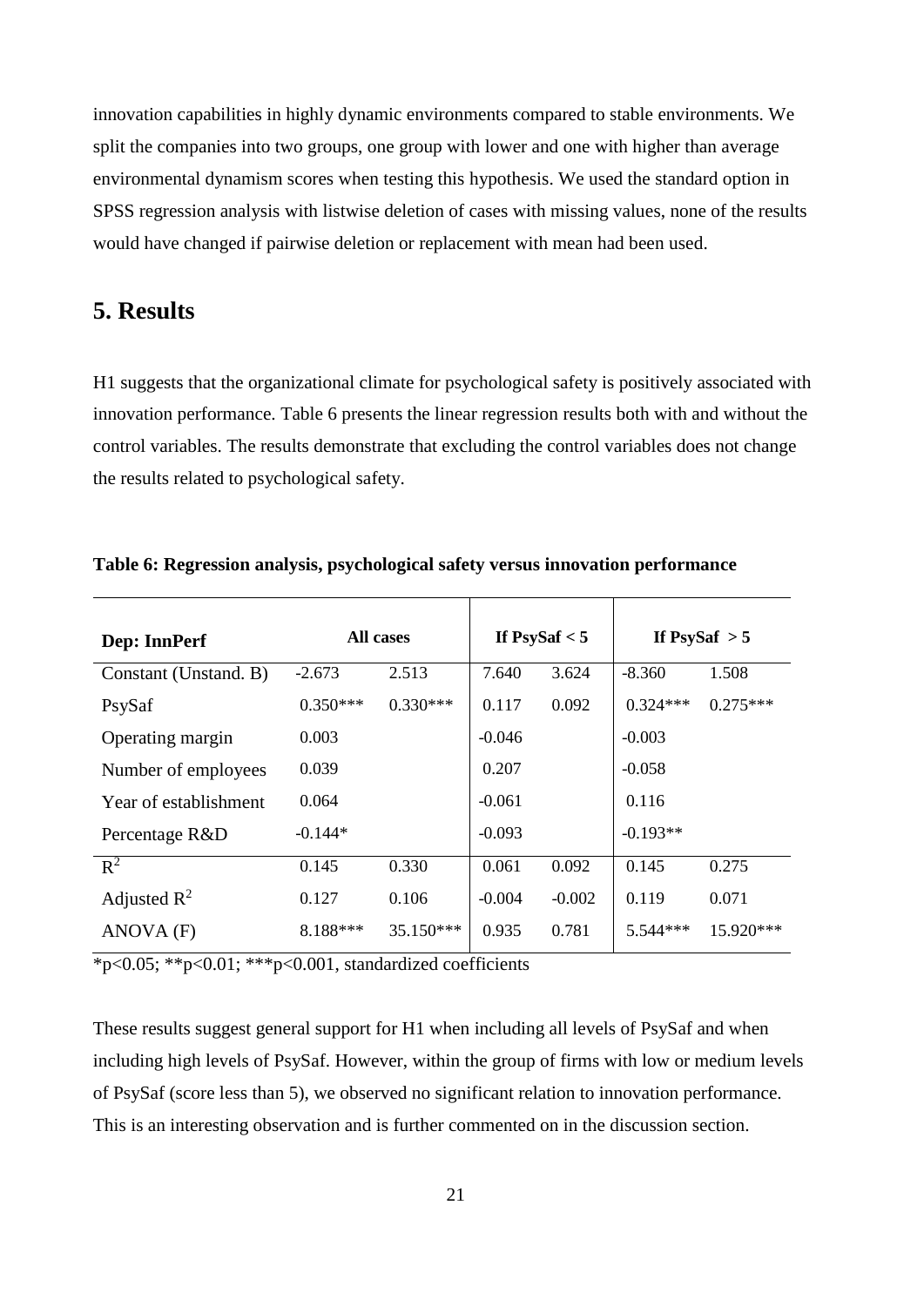innovation capabilities in highly dynamic environments compared to stable environments. We split the companies into two groups, one group with lower and one with higher than average environmental dynamism scores when testing this hypothesis. We used the standard option in SPSS regression analysis with listwise deletion of cases with missing values, none of the results would have changed if pairwise deletion or replacement with mean had been used.

# 5. Results

H1 suggests that the organizational climate for psychological safety is positively associated with innovation performance. Table 6 presents the linear regression results both with and without the control variables. The results demonstrate that excluding the control variables does not change the results related to psychological safety.

**Table 6: Regression analysis, psychological safety versus innovation performance**

| Dep: InnPerf | All cases | | If PsySaf < 5 | | If PsySaf > 5 | |
|---|---|---|---|---|---|---|
| Constant (Unstand. B) | -2.673 | 2.513 | 7.640 | 3.624 | -8.360 | 1.508 |
| PsySaf | 0.350*** | 0.330*** | 0.117 | 0.092 | 0.324*** | 0.275*** |
| Operating margin | 0.003 | | -0.046 | | -0.003 | |
| Number of employees | 0.039 | | 0.207 | | -0.058 | |
| Year of establishment | 0.064 | | -0.061 | | 0.116 | |
| Percentage R&D | -0.144* | | -0.093 | | -0.193** | |
| $R^2$ | 0.145 | 0.330 | 0.061 | 0.092 | 0.145 | 0.275 |
| Adjusted $R^2$ | 0.127 | 0.106 | -0.004 | -0.002 | 0.119 | 0.071 |
| ANOVA (F) | 8.188*** | 35.150*** | 0.935 | 0.781 | 5.544*** | 15.920*** |

*p<0.05; **p<0.01; ***p<0.001, standardized coefficients

These results suggest general support for H1 when including all levels of PsySaf and when including high levels of PsySaf. However, within the group of firms with low or medium levels of PsySaf (score less than 5), we observed no significant relation to innovation performance. This is an interesting observation and is further commented on in the discussion section.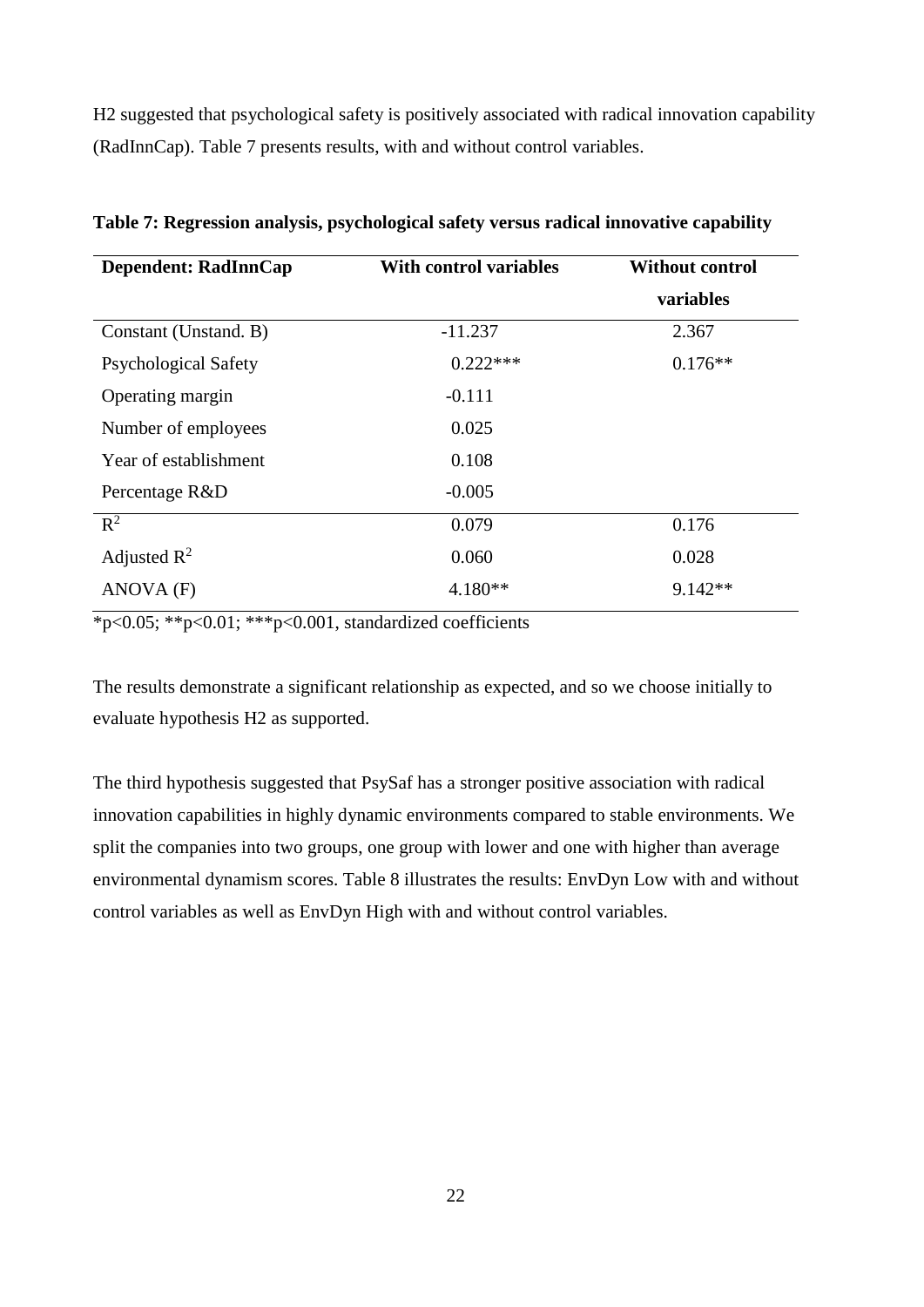H2 suggested that psychological safety is positively associated with radical innovation capability (RadInnCap). Table 7 presents results, with and without control variables.

**Table 7: Regression analysis, psychological safety versus radical innovative capability**

| **Dependent: RadInnCap** | **With control variables** | **Without control variables** |
|---|---|---|
| Constant (Unstand. B) | -11.237 | 2.367 |
| Psychological Safety | 0.222*** | 0.176** |
| Operating margin | -0.111 | |
| Number of employees | 0.025 | |
| Year of establishment | 0.108 | |
| Percentage R&D | -0.005 | |
| $R^2$ | 0.079 | 0.176 |
| Adjusted $R^2$ | 0.060 | 0.028 |
| ANOVA (F) | 4.180** | 9.142** |

*p<0.05; **p<0.01; ***p<0.001, standardized coefficients

The results demonstrate a significant relationship as expected, and so we choose initially to evaluate hypothesis H2 as supported.

The third hypothesis suggested that PsySaf has a stronger positive association with radical innovation capabilities in highly dynamic environments compared to stable environments. We split the companies into two groups, one group with lower and one with higher than average environmental dynamism scores. Table 8 illustrates the results: EnvDyn Low with and without control variables as well as EnvDyn High with and without control variables.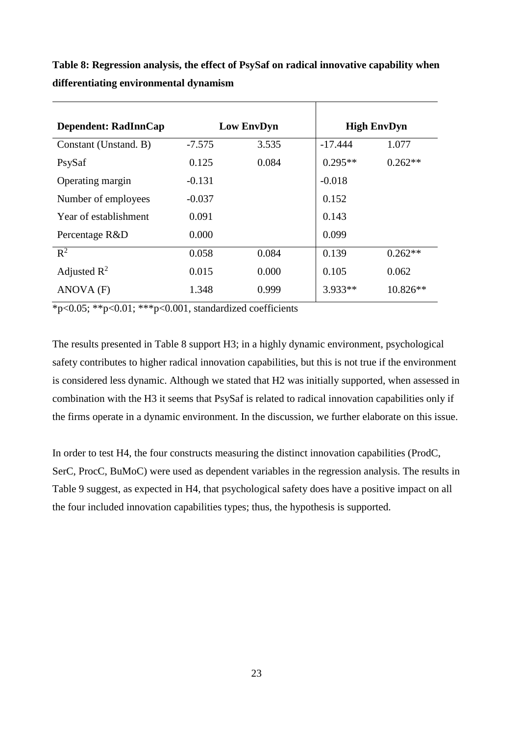**Table 8: Regression analysis, the effect of PsySaf on radical innovative capability when differentiating environmental dynamism**

| Dependent: RadInnCap | Low EnvDyn | | High EnvDyn | |
|---|---|---|---|---|
| Constant (Unstand. B) | -7.575 | 3.535 | -17.444 | 1.077 |
| PsySaf | 0.125 | 0.084 | 0.295** | 0.262** |
| Operating margin | -0.131 | | -0.018 | |
| Number of employees | -0.037 | | 0.152 | |
| Year of establishment | 0.091 | | 0.143 | |
| Percentage R&D | 0.000 | | 0.099 | |
| $R^2$ | 0.058 | 0.084 | 0.139 | 0.262** |
| Adjusted $R^2$ | 0.015 | 0.000 | 0.105 | 0.062 |
| ANOVA (F) | 1.348 | 0.999 | 3.933** | 10.826** |

*p<0.05; **p<0.01; ***p<0.001, standardized coefficients

The results presented in Table 8 support H3; in a highly dynamic environment, psychological safety contributes to higher radical innovation capabilities, but this is not true if the environment is considered less dynamic. Although we stated that H2 was initially supported, when assessed in combination with the H3 it seems that PsySaf is related to radical innovation capabilities only if the firms operate in a dynamic environment. In the discussion, we further elaborate on this issue.

In order to test H4, the four constructs measuring the distinct innovation capabilities (ProdC, SerC, ProcC, BuMoC) were used as dependent variables in the regression analysis. The results in Table 9 suggest, as expected in H4, that psychological safety does have a positive impact on all the four included innovation capabilities types; thus, the hypothesis is supported.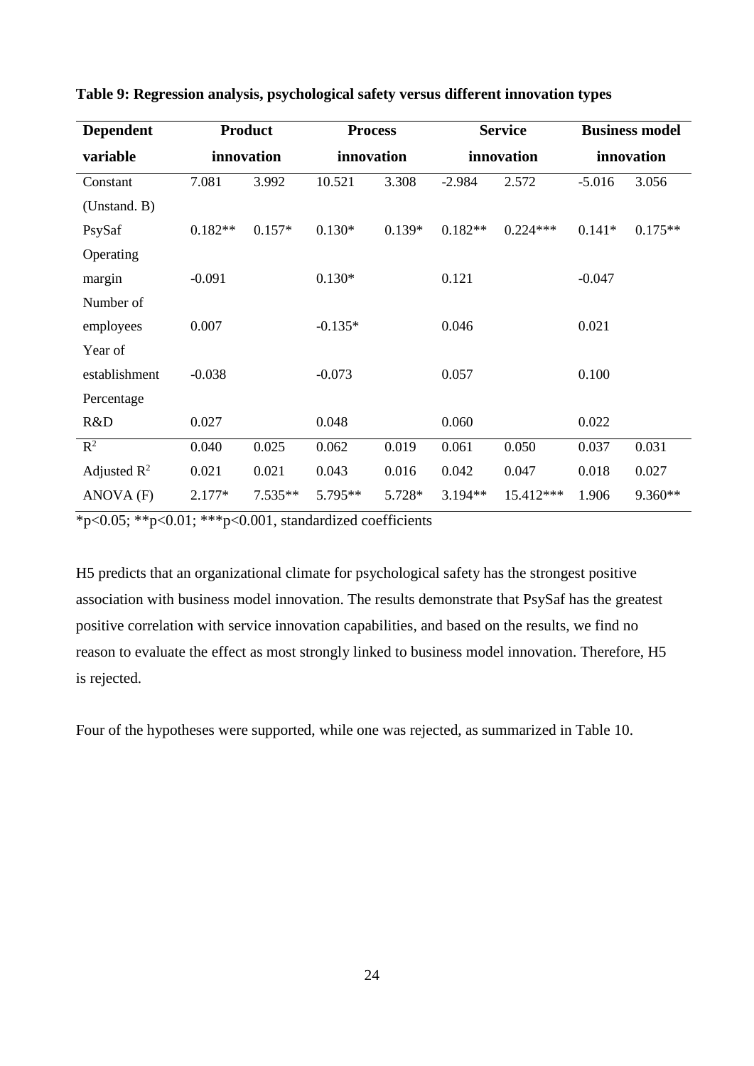**Table 9: Regression analysis, psychological safety versus different innovation types**

| Dependent variable | Product innovation | | Process innovation | | Service innovation | | Business model innovation | |
|---|---|---|---|---|---|---|---|---|
| Constant (Unstand. B) | 7.081 | 3.992 | 10.521 | 3.308 | -2.984 | 2.572 | -5.016 | 3.056 |
| PsySaf | 0.182** | 0.157* | 0.130* | 0.139* | 0.182** | 0.224*** | 0.141* | 0.175** |
| Operating margin | -0.091 | | 0.130* | | 0.121 | | -0.047 | |
| Number of employees | 0.007 | | -0.135* | | 0.046 | | 0.021 | |
| Year of establishment | -0.038 | | -0.073 | | 0.057 | | 0.100 | |
| Percentage R&D | 0.027 | | 0.048 | | 0.060 | | 0.022 | |
| $R^2$ | 0.040 | 0.025 | 0.062 | 0.019 | 0.061 | 0.050 | 0.037 | 0.031 |
| Adjusted $R^2$ | 0.021 | 0.021 | 0.043 | 0.016 | 0.042 | 0.047 | 0.018 | 0.027 |
| ANOVA (F) | 2.177* | 7.535** | 5.795** | 5.728* | 3.194** | 15.412*** | 1.906 | 9.360** |

*p<0.05; **p<0.01; ***p<0.001, standardized coefficients

H5 predicts that an organizational climate for psychological safety has the strongest positive association with business model innovation. The results demonstrate that PsySaf has the greatest positive correlation with service innovation capabilities, and based on the results, we find no reason to evaluate the effect as most strongly linked to business model innovation. Therefore, H5 is rejected.

Four of the hypotheses were supported, while one was rejected, as summarized in Table 10.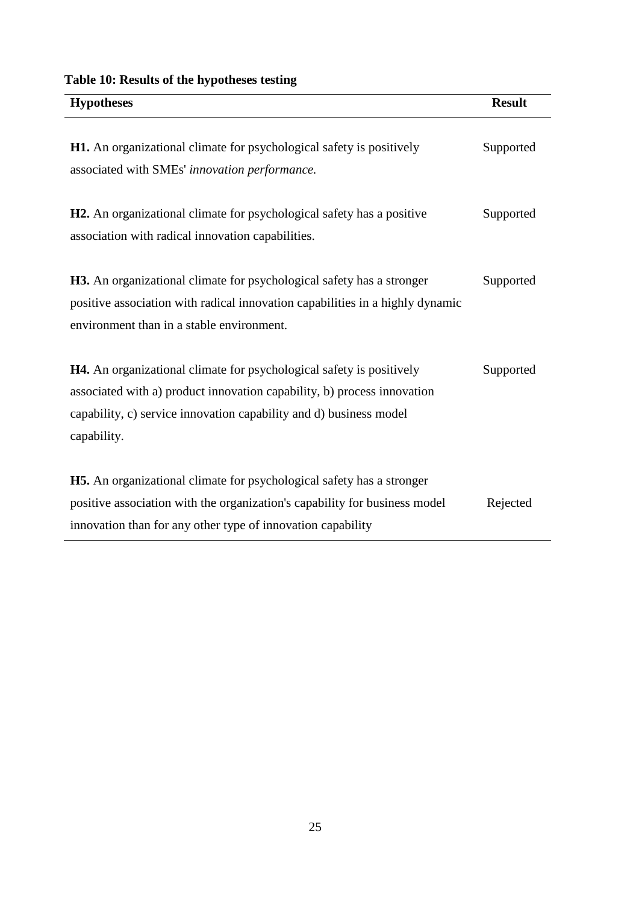**Table 10: Results of the hypotheses testing**

| Hypotheses | Result |
|---|---|
| **H1.** An organizational climate for psychological safety is positively associated with SMEs' *innovation performance.* | Supported |
| **H2.** An organizational climate for psychological safety has a positive association with radical innovation capabilities. | Supported |
| **H3.** An organizational climate for psychological safety has a stronger positive association with radical innovation capabilities in a highly dynamic environment than in a stable environment. | Supported |
| **H4.** An organizational climate for psychological safety is positively associated with a) product innovation capability, b) process innovation capability, c) service innovation capability and d) business model capability. | Supported |
| **H5.** An organizational climate for psychological safety has a stronger positive association with the organization's capability for business model innovation than for any other type of innovation capability | Rejected |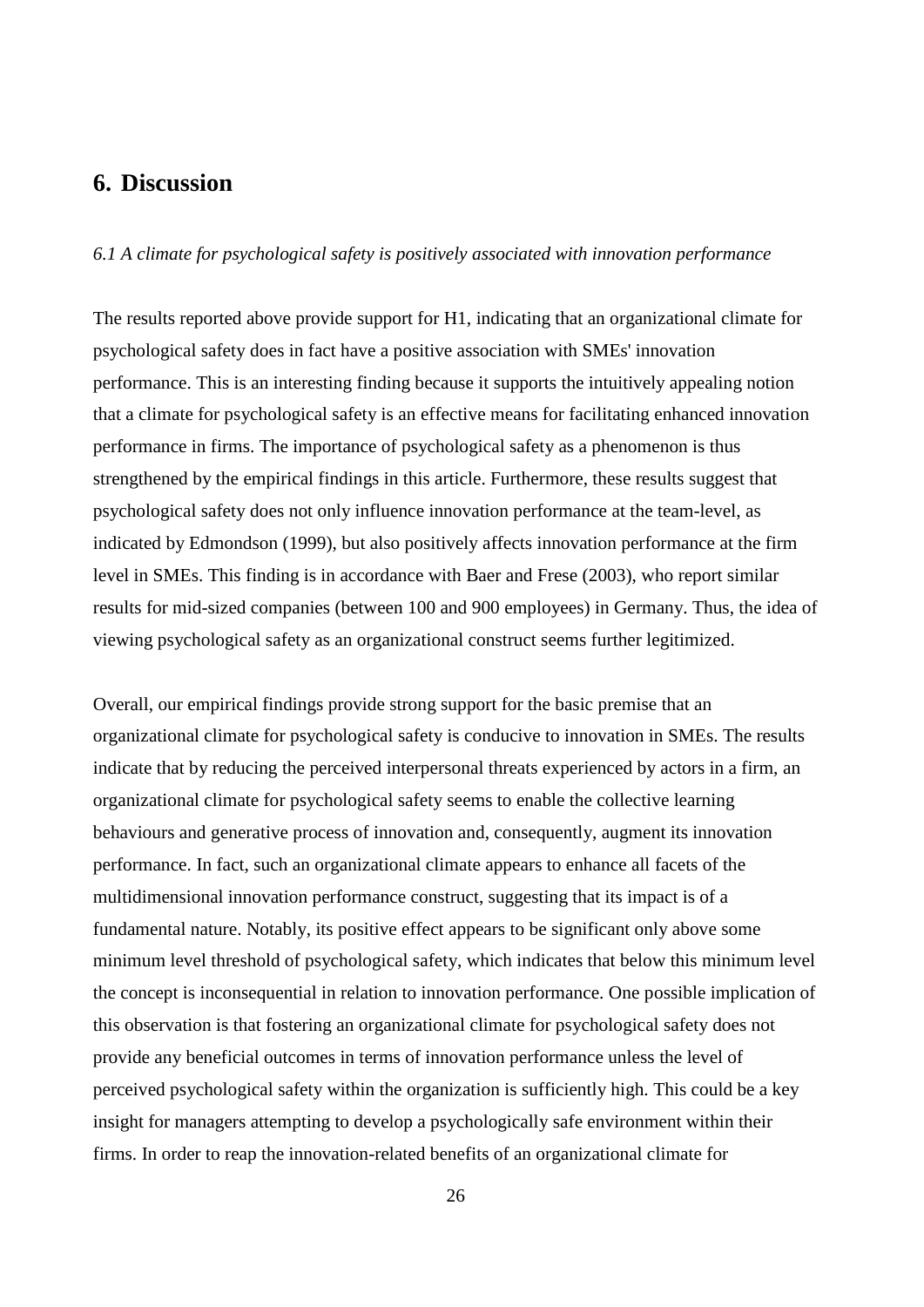# 6. Discussion

*6.1 A climate for psychological safety is positively associated with innovation performance*

The results reported above provide support for H1, indicating that an organizational climate for psychological safety does in fact have a positive association with SMEs' innovation performance. This is an interesting finding because it supports the intuitively appealing notion that a climate for psychological safety is an effective means for facilitating enhanced innovation performance in firms. The importance of psychological safety as a phenomenon is thus strengthened by the empirical findings in this article. Furthermore, these results suggest that psychological safety does not only influence innovation performance at the team-level, as indicated by Edmondson (1999), but also positively affects innovation performance at the firm level in SMEs. This finding is in accordance with Baer and Frese (2003), who report similar results for mid-sized companies (between 100 and 900 employees) in Germany. Thus, the idea of viewing psychological safety as an organizational construct seems further legitimized.

Overall, our empirical findings provide strong support for the basic premise that an organizational climate for psychological safety is conducive to innovation in SMEs. The results indicate that by reducing the perceived interpersonal threats experienced by actors in a firm, an organizational climate for psychological safety seems to enable the collective learning behaviours and generative process of innovation and, consequently, augment its innovation performance. In fact, such an organizational climate appears to enhance all facets of the multidimensional innovation performance construct, suggesting that its impact is of a fundamental nature. Notably, its positive effect appears to be significant only above some minimum level threshold of psychological safety, which indicates that below this minimum level the concept is inconsequential in relation to innovation performance. One possible implication of this observation is that fostering an organizational climate for psychological safety does not provide any beneficial outcomes in terms of innovation performance unless the level of perceived psychological safety within the organization is sufficiently high. This could be a key insight for managers attempting to develop a psychologically safe environment within their firms. In order to reap the innovation-related benefits of an organizational climate for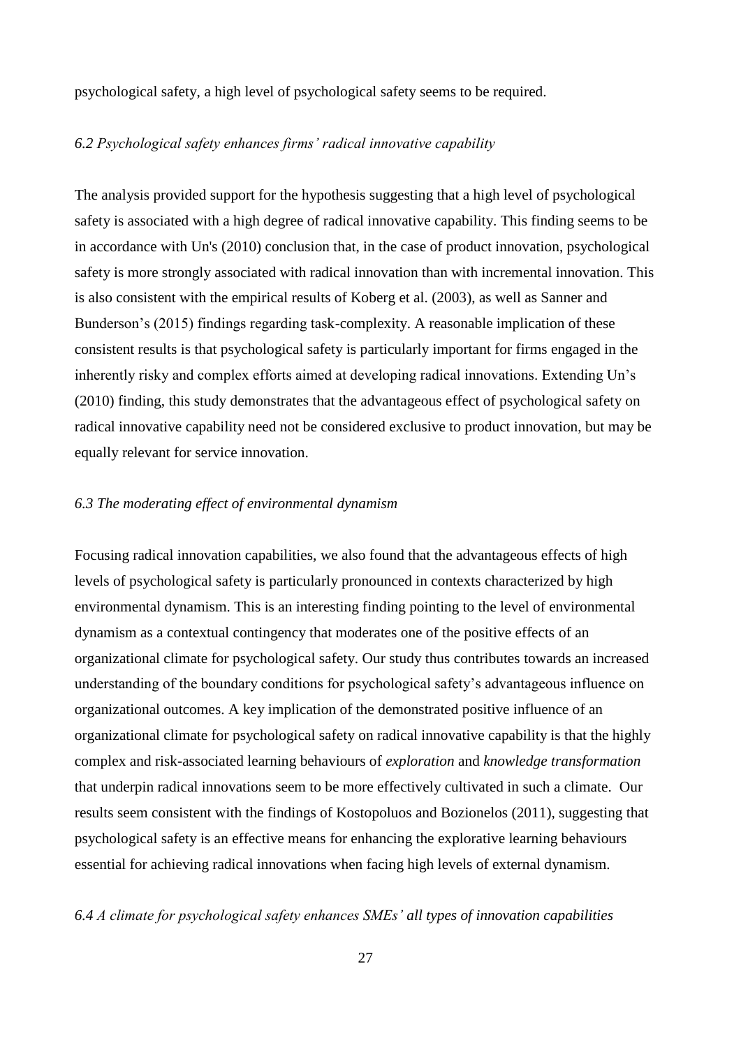psychological safety, a high level of psychological safety seems to be required.

### *6.2 Psychological safety enhances firms' radical innovative capability*

The analysis provided support for the hypothesis suggesting that a high level of psychological safety is associated with a high degree of radical innovative capability. This finding seems to be in accordance with Un's (2010) conclusion that, in the case of product innovation, psychological safety is more strongly associated with radical innovation than with incremental innovation. This is also consistent with the empirical results of Koberg et al. (2003), as well as Sanner and Bunderson's (2015) findings regarding task-complexity. A reasonable implication of these consistent results is that psychological safety is particularly important for firms engaged in the inherently risky and complex efforts aimed at developing radical innovations. Extending Un's (2010) finding, this study demonstrates that the advantageous effect of psychological safety on radical innovative capability need not be considered exclusive to product innovation, but may be equally relevant for service innovation.

### *6.3 The moderating effect of environmental dynamism*

Focusing radical innovation capabilities, we also found that the advantageous effects of high levels of psychological safety is particularly pronounced in contexts characterized by high environmental dynamism. This is an interesting finding pointing to the level of environmental dynamism as a contextual contingency that moderates one of the positive effects of an organizational climate for psychological safety. Our study thus contributes towards an increased understanding of the boundary conditions for psychological safety's advantageous influence on organizational outcomes. A key implication of the demonstrated positive influence of an organizational climate for psychological safety on radical innovative capability is that the highly complex and risk-associated learning behaviours of *exploration* and *knowledge transformation* that underpin radical innovations seem to be more effectively cultivated in such a climate. Our results seem consistent with the findings of Kostopoluos and Bozionelos (2011), suggesting that psychological safety is an effective means for enhancing the explorative learning behaviours essential for achieving radical innovations when facing high levels of external dynamism.

### *6.4 A climate for psychological safety enhances SMEs' all types of innovation capabilities*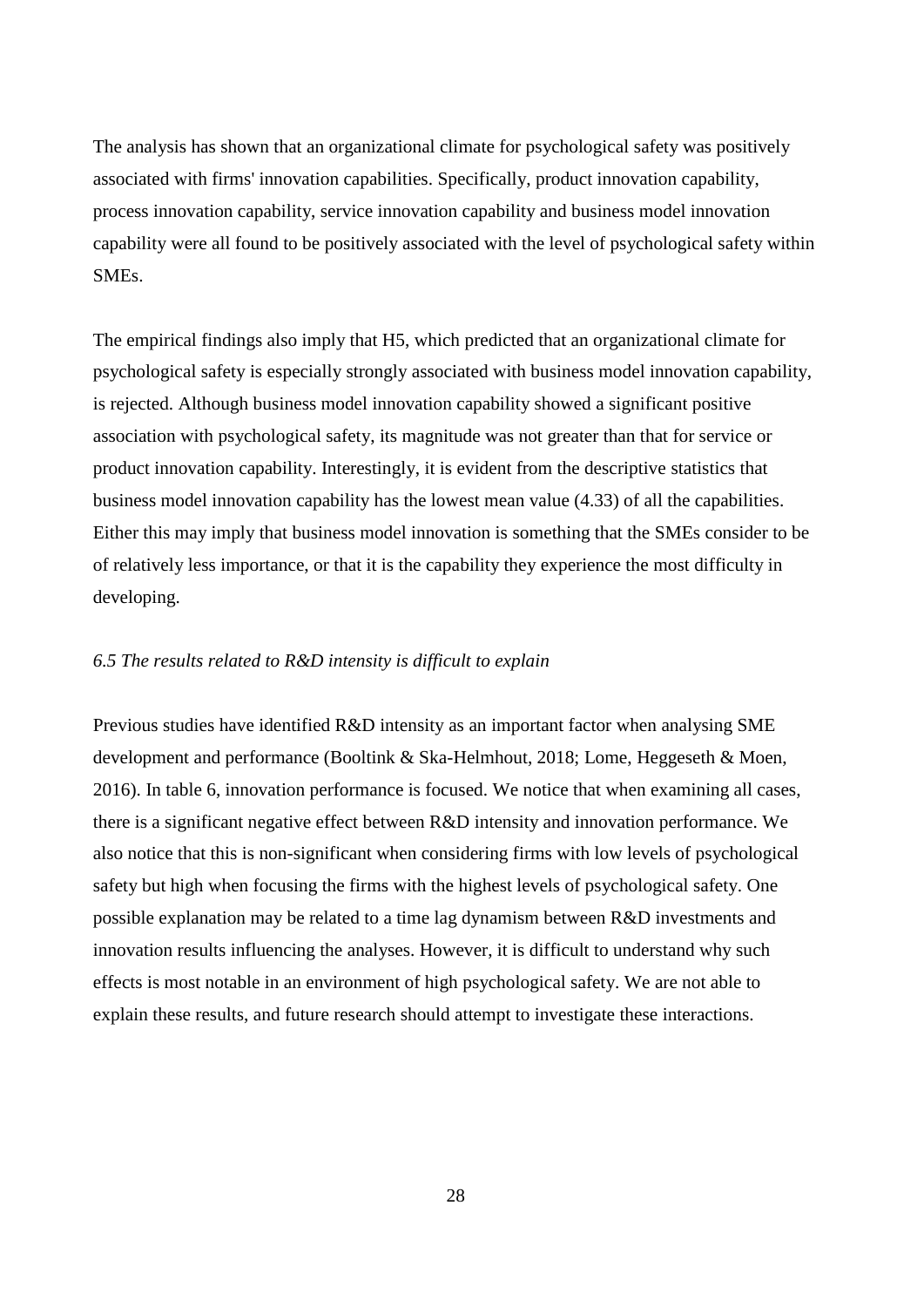The analysis has shown that an organizational climate for psychological safety was positively associated with firms' innovation capabilities. Specifically, product innovation capability, process innovation capability, service innovation capability and business model innovation capability were all found to be positively associated with the level of psychological safety within SMEs.

The empirical findings also imply that H5, which predicted that an organizational climate for psychological safety is especially strongly associated with business model innovation capability, is rejected. Although business model innovation capability showed a significant positive association with psychological safety, its magnitude was not greater than that for service or product innovation capability. Interestingly, it is evident from the descriptive statistics that business model innovation capability has the lowest mean value (4.33) of all the capabilities. Either this may imply that business model innovation is something that the SMEs consider to be of relatively less importance, or that it is the capability they experience the most difficulty in developing.

### *6.5 The results related to R&D intensity is difficult to explain*

Previous studies have identified R&D intensity as an important factor when analysing SME development and performance (Booltink & Ska-Helmhout, 2018; Lome, Heggeseth & Moen, 2016). In table 6, innovation performance is focused. We notice that when examining all cases, there is a significant negative effect between R&D intensity and innovation performance. We also notice that this is non-significant when considering firms with low levels of psychological safety but high when focusing the firms with the highest levels of psychological safety. One possible explanation may be related to a time lag dynamism between R&D investments and innovation results influencing the analyses. However, it is difficult to understand why such effects is most notable in an environment of high psychological safety. We are not able to explain these results, and future research should attempt to investigate these interactions.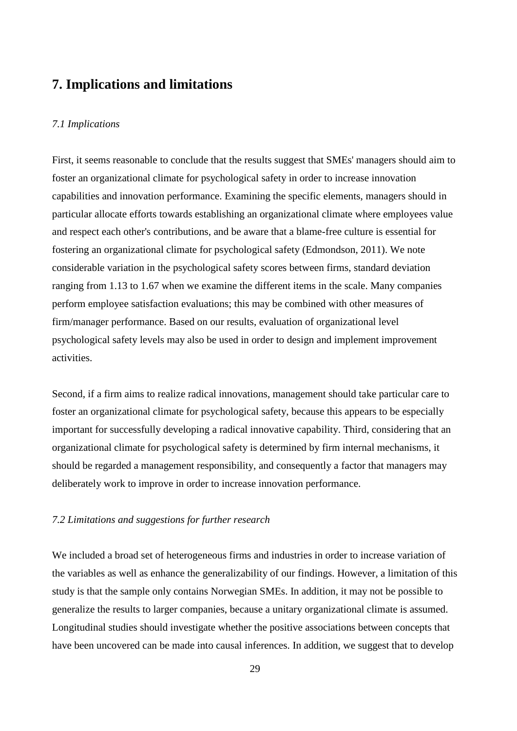## 7. Implications and limitations

*7.1 Implications*

First, it seems reasonable to conclude that the results suggest that SMEs' managers should aim to foster an organizational climate for psychological safety in order to increase innovation capabilities and innovation performance. Examining the specific elements, managers should in particular allocate efforts towards establishing an organizational climate where employees value and respect each other's contributions, and be aware that a blame-free culture is essential for fostering an organizational climate for psychological safety (Edmondson, 2011). We note considerable variation in the psychological safety scores between firms, standard deviation ranging from 1.13 to 1.67 when we examine the different items in the scale. Many companies perform employee satisfaction evaluations; this may be combined with other measures of firm/manager performance. Based on our results, evaluation of organizational level psychological safety levels may also be used in order to design and implement improvement activities.

Second, if a firm aims to realize radical innovations, management should take particular care to foster an organizational climate for psychological safety, because this appears to be especially important for successfully developing a radical innovative capability. Third, considering that an organizational climate for psychological safety is determined by firm internal mechanisms, it should be regarded a management responsibility, and consequently a factor that managers may deliberately work to improve in order to increase innovation performance.

*7.2 Limitations and suggestions for further research*

We included a broad set of heterogeneous firms and industries in order to increase variation of the variables as well as enhance the generalizability of our findings. However, a limitation of this study is that the sample only contains Norwegian SMEs. In addition, it may not be possible to generalize the results to larger companies, because a unitary organizational climate is assumed. Longitudinal studies should investigate whether the positive associations between concepts that have been uncovered can be made into causal inferences. In addition, we suggest that to develop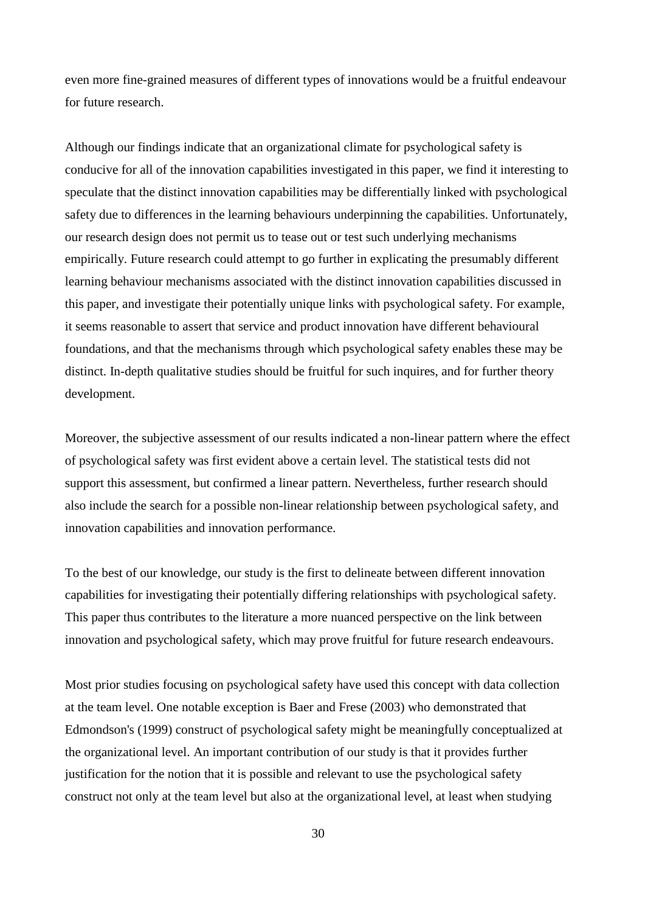even more fine-grained measures of different types of innovations would be a fruitful endeavour for future research.

Although our findings indicate that an organizational climate for psychological safety is conducive for all of the innovation capabilities investigated in this paper, we find it interesting to speculate that the distinct innovation capabilities may be differentially linked with psychological safety due to differences in the learning behaviours underpinning the capabilities. Unfortunately, our research design does not permit us to tease out or test such underlying mechanisms empirically. Future research could attempt to go further in explicating the presumably different learning behaviour mechanisms associated with the distinct innovation capabilities discussed in this paper, and investigate their potentially unique links with psychological safety. For example, it seems reasonable to assert that service and product innovation have different behavioural foundations, and that the mechanisms through which psychological safety enables these may be distinct. In-depth qualitative studies should be fruitful for such inquires, and for further theory development.

Moreover, the subjective assessment of our results indicated a non-linear pattern where the effect of psychological safety was first evident above a certain level. The statistical tests did not support this assessment, but confirmed a linear pattern. Nevertheless, further research should also include the search for a possible non-linear relationship between psychological safety, and innovation capabilities and innovation performance.

To the best of our knowledge, our study is the first to delineate between different innovation capabilities for investigating their potentially differing relationships with psychological safety. This paper thus contributes to the literature a more nuanced perspective on the link between innovation and psychological safety, which may prove fruitful for future research endeavours.

Most prior studies focusing on psychological safety have used this concept with data collection at the team level. One notable exception is Baer and Frese (2003) who demonstrated that Edmondson's (1999) construct of psychological safety might be meaningfully conceptualized at the organizational level. An important contribution of our study is that it provides further justification for the notion that it is possible and relevant to use the psychological safety construct not only at the team level but also at the organizational level, at least when studying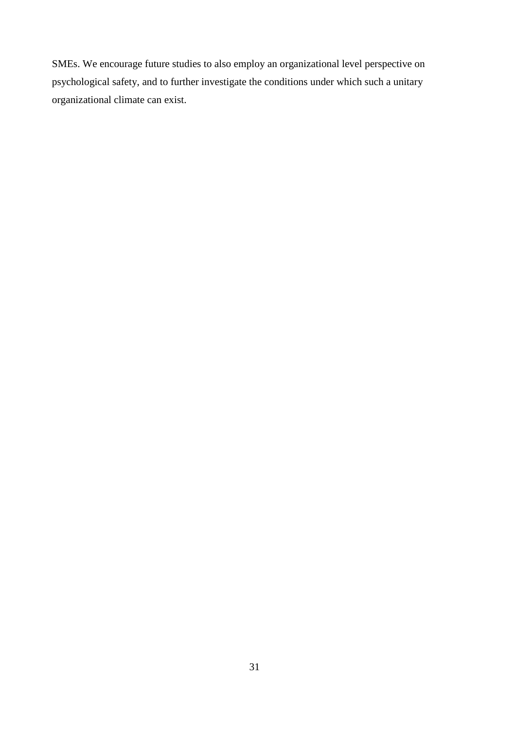SMEs. We encourage future studies to also employ an organizational level perspective on psychological safety, and to further investigate the conditions under which such a unitary organizational climate can exist.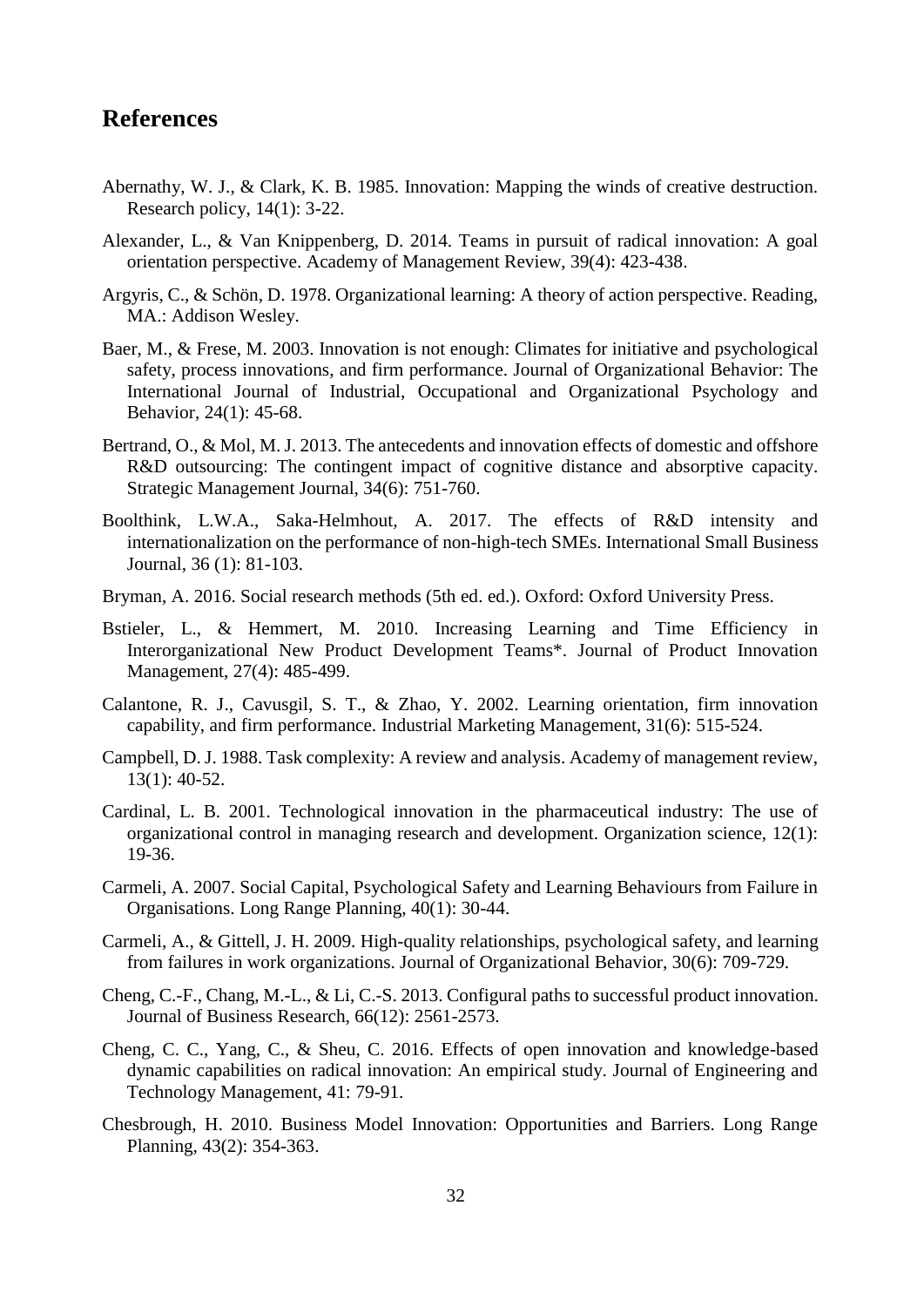## References

Abernathy, W. J., & Clark, K. B. 1985. Innovation: Mapping the winds of creative destruction. Research policy, 14(1): 3-22.

Alexander, L., & Van Knippenberg, D. 2014. Teams in pursuit of radical innovation: A goal orientation perspective. Academy of Management Review, 39(4): 423-438.

Argyris, C., & Schön, D. 1978. Organizational learning: A theory of action perspective. Reading, MA.: Addison Wesley.

Baer, M., & Frese, M. 2003. Innovation is not enough: Climates for initiative and psychological safety, process innovations, and firm performance. Journal of Organizational Behavior: The International Journal of Industrial, Occupational and Organizational Psychology and Behavior, 24(1): 45-68.

Bertrand, O., & Mol, M. J. 2013. The antecedents and innovation effects of domestic and offshore R&D outsourcing: The contingent impact of cognitive distance and absorptive capacity. Strategic Management Journal, 34(6): 751-760.

Boolthink, L.W.A., Saka-Helmhout, A. 2017. The effects of R&D intensity and internationalization on the performance of non-high-tech SMEs. International Small Business Journal, 36 (1): 81-103.

Bryman, A. 2016. Social research methods (5th ed. ed.). Oxford: Oxford University Press.

Bstieler, L., & Hemmert, M. 2010. Increasing Learning and Time Efficiency in Interorganizational New Product Development Teams*. Journal of Product Innovation Management, 27(4): 485-499.

Calantone, R. J., Cavusgil, S. T., & Zhao, Y. 2002. Learning orientation, firm innovation capability, and firm performance. Industrial Marketing Management, 31(6): 515-524.

Campbell, D. J. 1988. Task complexity: A review and analysis. Academy of management review, 13(1): 40-52.

Cardinal, L. B. 2001. Technological innovation in the pharmaceutical industry: The use of organizational control in managing research and development. Organization science, 12(1): 19-36.

Carmeli, A. 2007. Social Capital, Psychological Safety and Learning Behaviours from Failure in Organisations. Long Range Planning, 40(1): 30-44.

Carmeli, A., & Gittell, J. H. 2009. High-quality relationships, psychological safety, and learning from failures in work organizations. Journal of Organizational Behavior, 30(6): 709-729.

Cheng, C.-F., Chang, M.-L., & Li, C.-S. 2013. Configural paths to successful product innovation. Journal of Business Research, 66(12): 2561-2573.

Cheng, C. C., Yang, C., & Sheu, C. 2016. Effects of open innovation and knowledge-based dynamic capabilities on radical innovation: An empirical study. Journal of Engineering and Technology Management, 41: 79-91.

Chesbrough, H. 2010. Business Model Innovation: Opportunities and Barriers. Long Range Planning, 43(2): 354-363.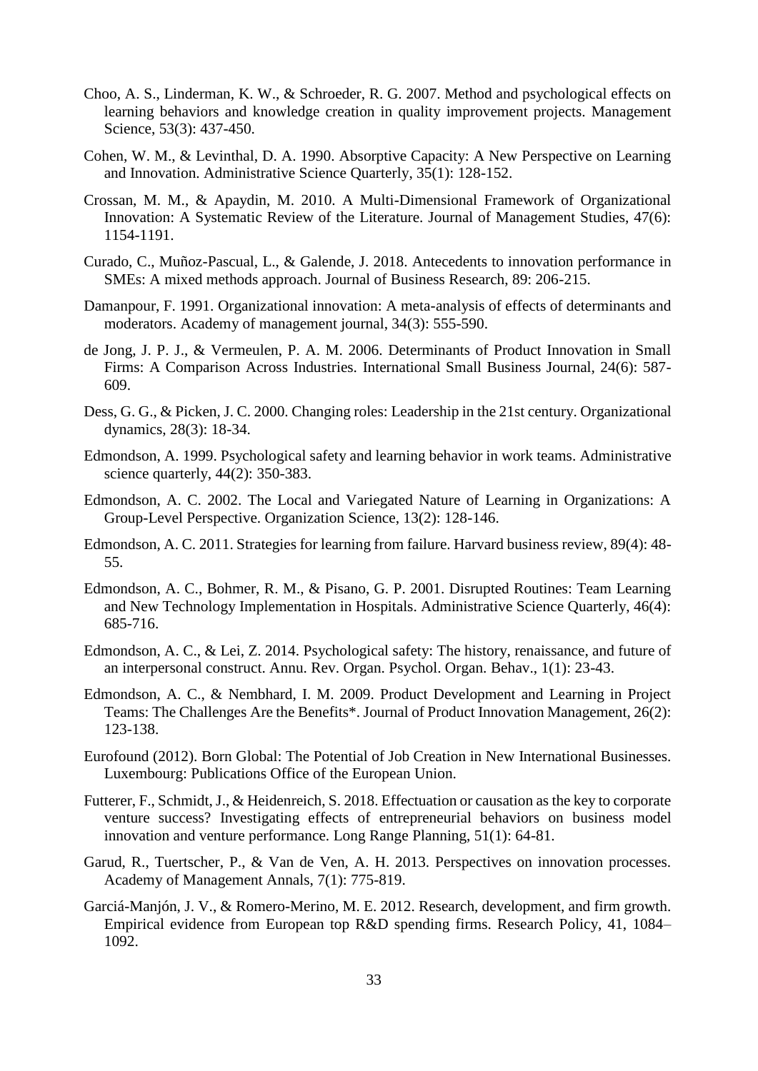Choo, A. S., Linderman, K. W., & Schroeder, R. G. 2007. Method and psychological effects on learning behaviors and knowledge creation in quality improvement projects. Management Science, 53(3): 437-450.

Cohen, W. M., & Levinthal, D. A. 1990. Absorptive Capacity: A New Perspective on Learning and Innovation. Administrative Science Quarterly, 35(1): 128-152.

Crossan, M. M., & Apaydin, M. 2010. A Multi-Dimensional Framework of Organizational Innovation: A Systematic Review of the Literature. Journal of Management Studies, 47(6): 1154-1191.

Curado, C., Muñoz-Pascual, L., & Galende, J. 2018. Antecedents to innovation performance in SMEs: A mixed methods approach. Journal of Business Research, 89: 206-215.

Damanpour, F. 1991. Organizational innovation: A meta-analysis of effects of determinants and moderators. Academy of management journal, 34(3): 555-590.

de Jong, J. P. J., & Vermeulen, P. A. M. 2006. Determinants of Product Innovation in Small Firms: A Comparison Across Industries. International Small Business Journal, 24(6): 587-609.

Dess, G. G., & Picken, J. C. 2000. Changing roles: Leadership in the 21st century. Organizational dynamics, 28(3): 18-34.

Edmondson, A. 1999. Psychological safety and learning behavior in work teams. Administrative science quarterly, 44(2): 350-383.

Edmondson, A. C. 2002. The Local and Variegated Nature of Learning in Organizations: A Group-Level Perspective. Organization Science, 13(2): 128-146.

Edmondson, A. C. 2011. Strategies for learning from failure. Harvard business review, 89(4): 48-55.

Edmondson, A. C., Bohmer, R. M., & Pisano, G. P. 2001. Disrupted Routines: Team Learning and New Technology Implementation in Hospitals. Administrative Science Quarterly, 46(4): 685-716.

Edmondson, A. C., & Lei, Z. 2014. Psychological safety: The history, renaissance, and future of an interpersonal construct. Annu. Rev. Organ. Psychol. Organ. Behav., 1(1): 23-43.

Edmondson, A. C., & Nembhard, I. M. 2009. Product Development and Learning in Project Teams: The Challenges Are the Benefits*. Journal of Product Innovation Management, 26(2): 123-138.

Eurofound (2012). Born Global: The Potential of Job Creation in New International Businesses. Luxembourg: Publications Office of the European Union.

Futterer, F., Schmidt, J., & Heidenreich, S. 2018. Effectuation or causation as the key to corporate venture success? Investigating effects of entrepreneurial behaviors on business model innovation and venture performance. Long Range Planning, 51(1): 64-81.

Garud, R., Tuertscher, P., & Van de Ven, A. H. 2013. Perspectives on innovation processes. Academy of Management Annals, 7(1): 775-819.

Garciá-Manjón, J. V., & Romero-Merino, M. E. 2012. Research, development, and firm growth. Empirical evidence from European top R&D spending firms. Research Policy, 41, 1084–1092.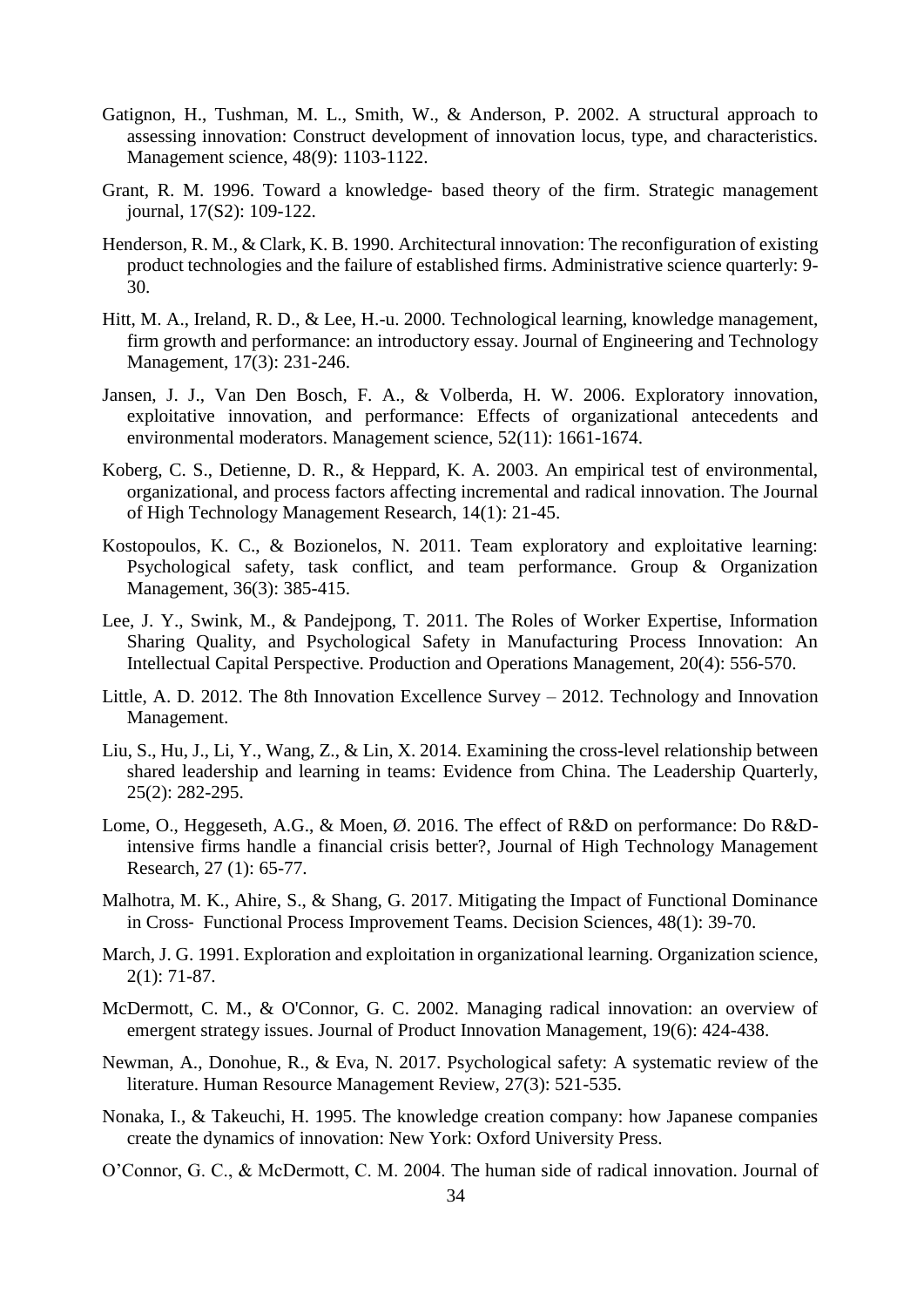Gatignon, H., Tushman, M. L., Smith, W., & Anderson, P. 2002. A structural approach to assessing innovation: Construct development of innovation locus, type, and characteristics. Management science, 48(9): 1103-1122.

Grant, R. M. 1996. Toward a knowledge- based theory of the firm. Strategic management journal, 17(S2): 109-122.

Henderson, R. M., & Clark, K. B. 1990. Architectural innovation: The reconfiguration of existing product technologies and the failure of established firms. Administrative science quarterly: 9-30.

Hitt, M. A., Ireland, R. D., & Lee, H.-u. 2000. Technological learning, knowledge management, firm growth and performance: an introductory essay. Journal of Engineering and Technology Management, 17(3): 231-246.

Jansen, J. J., Van Den Bosch, F. A., & Volberda, H. W. 2006. Exploratory innovation, exploitative innovation, and performance: Effects of organizational antecedents and environmental moderators. Management science, 52(11): 1661-1674.

Koberg, C. S., Detienne, D. R., & Heppard, K. A. 2003. An empirical test of environmental, organizational, and process factors affecting incremental and radical innovation. The Journal of High Technology Management Research, 14(1): 21-45.

Kostopoulos, K. C., & Bozionelos, N. 2011. Team exploratory and exploitative learning: Psychological safety, task conflict, and team performance. Group & Organization Management, 36(3): 385-415.

Lee, J. Y., Swink, M., & Pandejpong, T. 2011. The Roles of Worker Expertise, Information Sharing Quality, and Psychological Safety in Manufacturing Process Innovation: An Intellectual Capital Perspective. Production and Operations Management, 20(4): 556-570.

Little, A. D. 2012. The 8th Innovation Excellence Survey – 2012. Technology and Innovation Management.

Liu, S., Hu, J., Li, Y., Wang, Z., & Lin, X. 2014. Examining the cross-level relationship between shared leadership and learning in teams: Evidence from China. The Leadership Quarterly, 25(2): 282-295.

Lome, O., Heggeseth, A.G., & Moen, Ø. 2016. The effect of R&D on performance: Do R&D-intensive firms handle a financial crisis better?, Journal of High Technology Management Research, 27 (1): 65-77.

Malhotra, M. K., Ahire, S., & Shang, G. 2017. Mitigating the Impact of Functional Dominance in Cross- Functional Process Improvement Teams. Decision Sciences, 48(1): 39-70.

March, J. G. 1991. Exploration and exploitation in organizational learning. Organization science, 2(1): 71-87.

McDermott, C. M., & O'Connor, G. C. 2002. Managing radical innovation: an overview of emergent strategy issues. Journal of Product Innovation Management, 19(6): 424-438.

Newman, A., Donohue, R., & Eva, N. 2017. Psychological safety: A systematic review of the literature. Human Resource Management Review, 27(3): 521-535.

Nonaka, I., & Takeuchi, H. 1995. The knowledge creation company: how Japanese companies create the dynamics of innovation: New York: Oxford University Press.

O'Connor, G. C., & McDermott, C. M. 2004. The human side of radical innovation. Journal of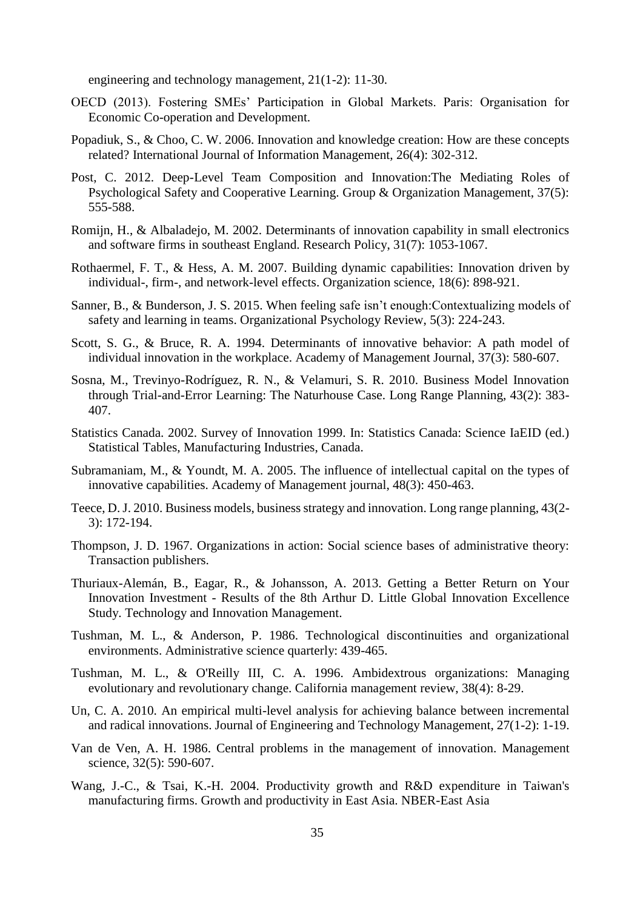engineering and technology management, 21(1-2): 11-30.

OECD (2013). Fostering SMEs' Participation in Global Markets. Paris: Organisation for Economic Co-operation and Development.

Popadiuk, S., & Choo, C. W. 2006. Innovation and knowledge creation: How are these concepts related? International Journal of Information Management, 26(4): 302-312.

Post, C. 2012. Deep-Level Team Composition and Innovation:The Mediating Roles of Psychological Safety and Cooperative Learning. Group & Organization Management, 37(5): 555-588.

Romijn, H., & Albaladejo, M. 2002. Determinants of innovation capability in small electronics and software firms in southeast England. Research Policy, 31(7): 1053-1067.

Rothaermel, F. T., & Hess, A. M. 2007. Building dynamic capabilities: Innovation driven by individual-, firm-, and network-level effects. Organization science, 18(6): 898-921.

Sanner, B., & Bunderson, J. S. 2015. When feeling safe isn't enough:Contextualizing models of safety and learning in teams. Organizational Psychology Review, 5(3): 224-243.

Scott, S. G., & Bruce, R. A. 1994. Determinants of innovative behavior: A path model of individual innovation in the workplace. Academy of Management Journal, 37(3): 580-607.

Sosna, M., Trevinyo-Rodríguez, R. N., & Velamuri, S. R. 2010. Business Model Innovation through Trial-and-Error Learning: The Naturhouse Case. Long Range Planning, 43(2): 383-407.

Statistics Canada. 2002. Survey of Innovation 1999. In: Statistics Canada: Science IaEID (ed.) Statistical Tables, Manufacturing Industries, Canada.

Subramaniam, M., & Youndt, M. A. 2005. The influence of intellectual capital on the types of innovative capabilities. Academy of Management journal, 48(3): 450-463.

Teece, D. J. 2010. Business models, business strategy and innovation. Long range planning, 43(2-3): 172-194.

Thompson, J. D. 1967. Organizations in action: Social science bases of administrative theory: Transaction publishers.

Thuriaux-Alemán, B., Eagar, R., & Johansson, A. 2013. Getting a Better Return on Your Innovation Investment - Results of the 8th Arthur D. Little Global Innovation Excellence Study. Technology and Innovation Management.

Tushman, M. L., & Anderson, P. 1986. Technological discontinuities and organizational environments. Administrative science quarterly: 439-465.

Tushman, M. L., & O'Reilly III, C. A. 1996. Ambidextrous organizations: Managing evolutionary and revolutionary change. California management review, 38(4): 8-29.

Un, C. A. 2010. An empirical multi-level analysis for achieving balance between incremental and radical innovations. Journal of Engineering and Technology Management, 27(1-2): 1-19.

Van de Ven, A. H. 1986. Central problems in the management of innovation. Management science, 32(5): 590-607.

Wang, J.-C., & Tsai, K.-H. 2004. Productivity growth and R&D expenditure in Taiwan's manufacturing firms. Growth and productivity in East Asia. NBER-East Asia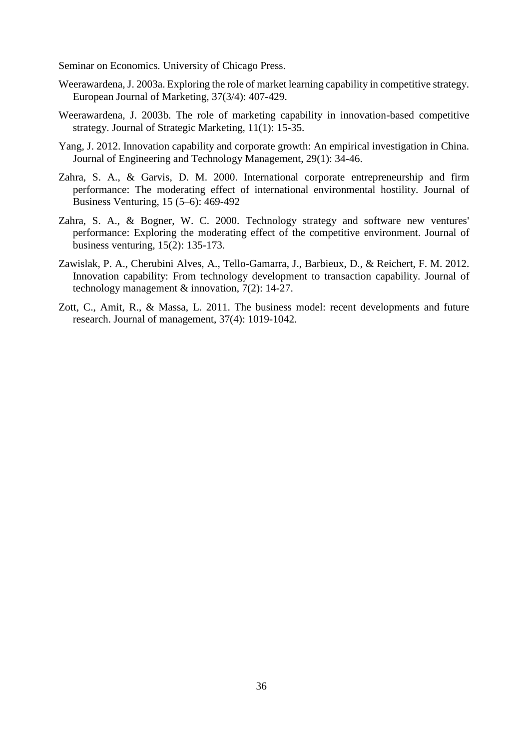Seminar on Economics. University of Chicago Press.

Weerawardena, J. 2003a. Exploring the role of market learning capability in competitive strategy. European Journal of Marketing, 37(3/4): 407-429.

Weerawardena, J. 2003b. The role of marketing capability in innovation-based competitive strategy. Journal of Strategic Marketing, 11(1): 15-35.

Yang, J. 2012. Innovation capability and corporate growth: An empirical investigation in China. Journal of Engineering and Technology Management, 29(1): 34-46.

Zahra, S. A., & Garvis, D. M. 2000. International corporate entrepreneurship and firm performance: The moderating effect of international environmental hostility. Journal of Business Venturing, 15 (5–6): 469-492

Zahra, S. A., & Bogner, W. C. 2000. Technology strategy and software new ventures' performance: Exploring the moderating effect of the competitive environment. Journal of business venturing, 15(2): 135-173.

Zawislak, P. A., Cherubini Alves, A., Tello-Gamarra, J., Barbieux, D., & Reichert, F. M. 2012. Innovation capability: From technology development to transaction capability. Journal of technology management & innovation, 7(2): 14-27.

Zott, C., Amit, R., & Massa, L. 2011. The business model: recent developments and future research. Journal of management, 37(4): 1019-1042.